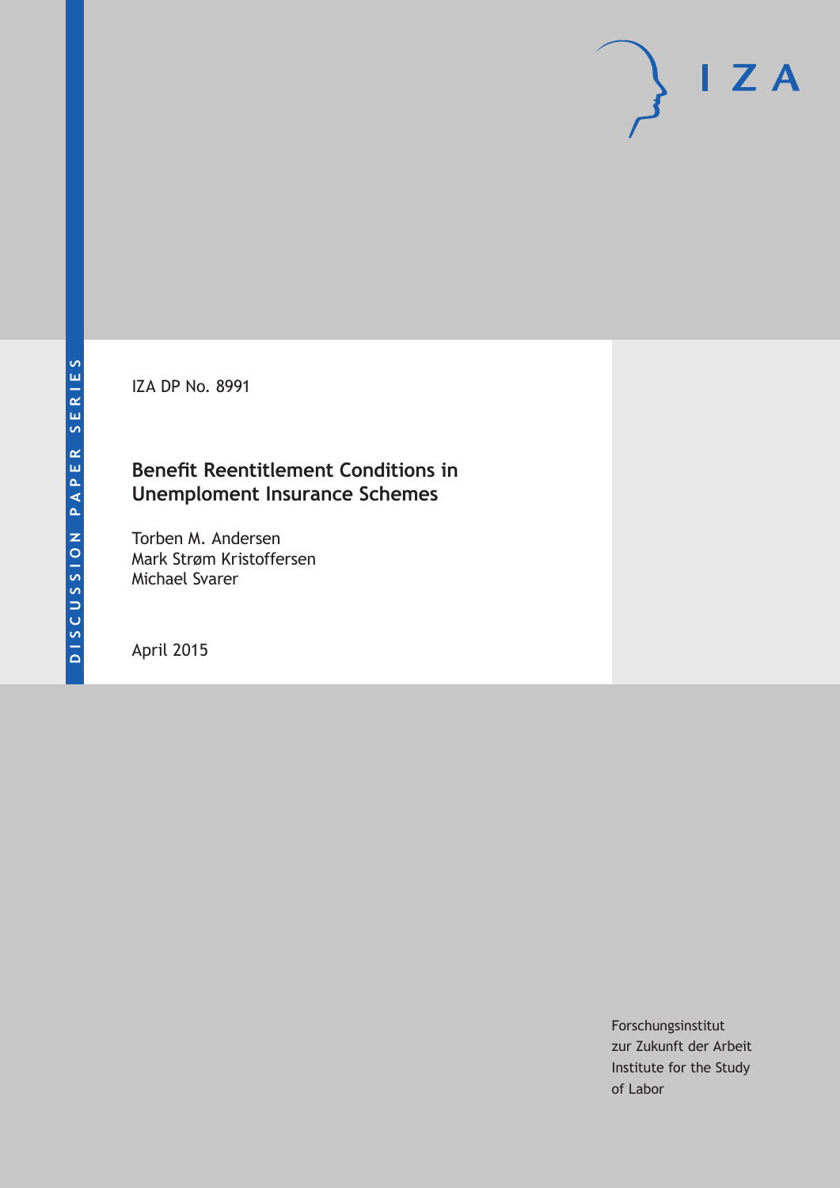IZA DP No. 8991

# Benefit Reentitlement Conditions in Unemploment Insurance Schemes

Torben M. Andersen
Mark Strøm Kristoffersen
Michael Svarer

April 2015

DISCUSSION PAPER SERIES

Forschungsinstitut
zur Zukunft der Arbeit
Institute for the Study
of Labor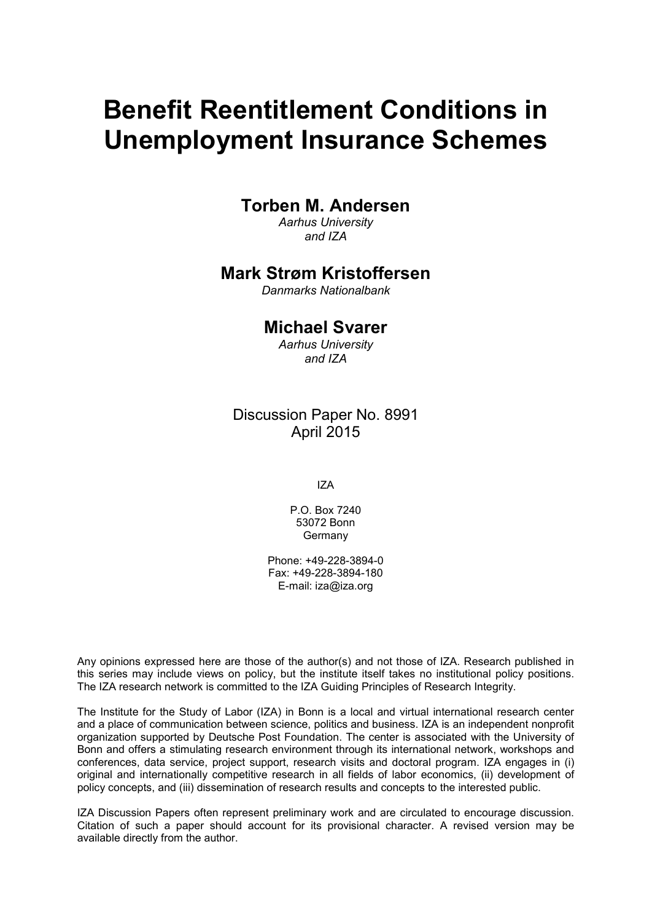# Benefit Reentitlement Conditions in Unemployment Insurance Schemes

## Torben M. Andersen

*Aarhus University and IZA*

## Mark Strøm Kristoffersen

*Danmarks Nationalbank*

## Michael Svarer

*Aarhus University and IZA*

Discussion Paper No. 8991
April 2015

IZA

P.O. Box 7240
53072 Bonn
Germany

Phone: +49-228-3894-0
Fax: +49-228-3894-180
E-mail: iza@iza.org

Any opinions expressed here are those of the author(s) and not those of IZA. Research published in this series may include views on policy, but the institute itself takes no institutional policy positions. The IZA research network is committed to the IZA Guiding Principles of Research Integrity.

The Institute for the Study of Labor (IZA) in Bonn is a local and virtual international research center and a place of communication between science, politics and business. IZA is an independent nonprofit organization supported by Deutsche Post Foundation. The center is associated with the University of Bonn and offers a stimulating research environment through its international network, workshops and conferences, data service, project support, research visits and doctoral program. IZA engages in (i) original and internationally competitive research in all fields of labor economics, (ii) development of policy concepts, and (iii) dissemination of research results and concepts to the interested public.

IZA Discussion Papers often represent preliminary work and are circulated to encourage discussion. Citation of such a paper should account for its provisional character. A revised version may be available directly from the author.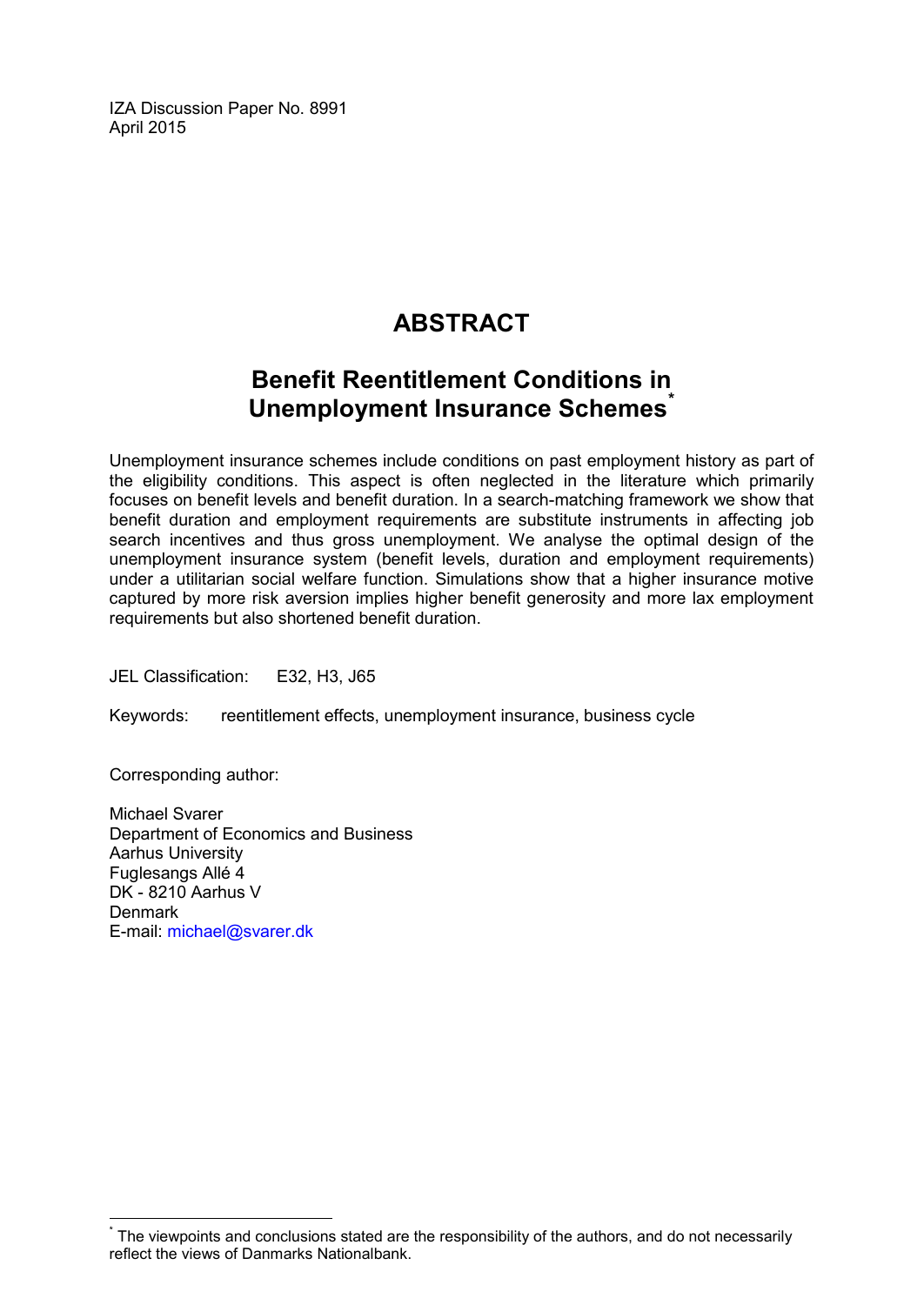IZA Discussion Paper No. 8991
April 2015

# ABSTRACT

## Benefit Reentitlement Conditions in Unemployment Insurance Schemes[*]

Unemployment insurance schemes include conditions on past employment history as part of the eligibility conditions. This aspect is often neglected in the literature which primarily focuses on benefit levels and benefit duration. In a search-matching framework we show that benefit duration and employment requirements are substitute instruments in affecting job search incentives and thus gross unemployment. We analyse the optimal design of the unemployment insurance system (benefit levels, duration and employment requirements) under a utilitarian social welfare function. Simulations show that a higher insurance motive captured by more risk aversion implies higher benefit generosity and more lax employment requirements but also shortened benefit duration.

JEL Classification: E32, H3, J65

Keywords: reentitlement effects, unemployment insurance, business cycle

Corresponding author:

Michael Svarer
Department of Economics and Business
Aarhus University
Fuglesangs Allé 4
DK - 8210 Aarhus V
Denmark
E-mail: michael@svarer.dk

[*] The viewpoints and conclusions stated are the responsibility of the authors, and do not necessarily reflect the views of Danmarks Nationalbank.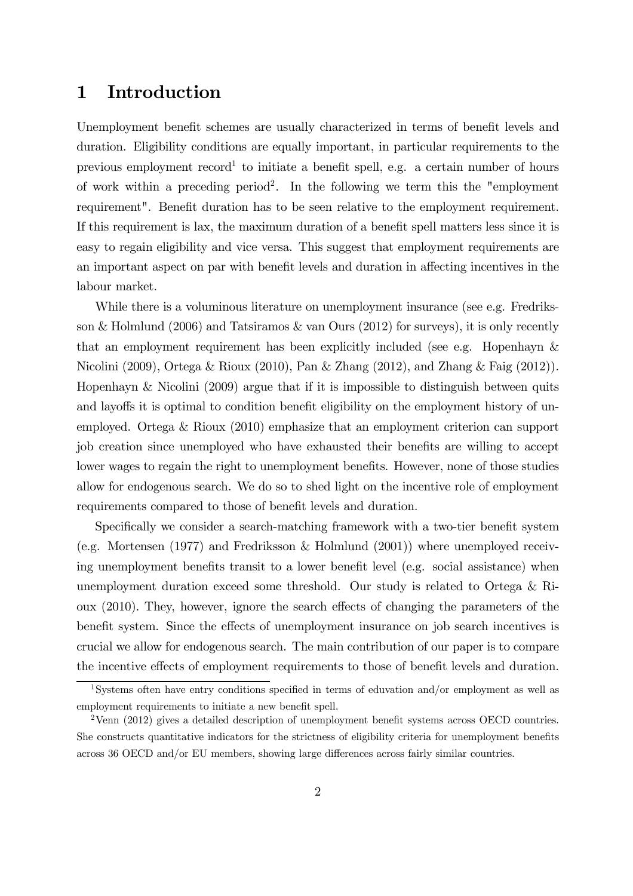# 1 Introduction

Unemployment benefit schemes are usually characterized in terms of benefit levels and duration. Eligibility conditions are equally important, in particular requirements to the previous employment record[1] to initiate a benefit spell, e.g. a certain number of hours of work within a preceding period[2]. In the following we term this the "employment requirement". Benefit duration has to be seen relative to the employment requirement. If this requirement is lax, the maximum duration of a benefit spell matters less since it is easy to regain eligibility and vice versa. This suggest that employment requirements are an important aspect on par with benefit levels and duration in affecting incentives in the labour market.

While there is a voluminous literature on unemployment insurance (see e.g. Fredriksson & Holmlund (2006) and Tatsiramos & van Ours (2012) for surveys), it is only recently that an employment requirement has been explicitly included (see e.g. Hopenhayn & Nicolini (2009), Ortega & Rioux (2010), Pan & Zhang (2012), and Zhang & Faig (2012)). Hopenhayn & Nicolini (2009) argue that if it is impossible to distinguish between quits and layoffs it is optimal to condition benefit eligibility on the employment history of unemployed. Ortega & Rioux (2010) emphasize that an employment criterion can support job creation since unemployed who have exhausted their benefits are willing to accept lower wages to regain the right to unemployment benefits. However, none of those studies allow for endogenous search. We do so to shed light on the incentive role of employment requirements compared to those of benefit levels and duration.

Specifically we consider a search-matching framework with a two-tier benefit system (e.g. Mortensen (1977) and Fredriksson & Holmlund (2001)) where unemployed receiving unemployment benefits transit to a lower benefit level (e.g. social assistance) when unemployment duration exceed some threshold. Our study is related to Ortega & Rioux (2010). They, however, ignore the search effects of changing the parameters of the benefit system. Since the effects of unemployment insurance on job search incentives is crucial we allow for endogenous search. The main contribution of our paper is to compare the incentive effects of employment requirements to those of benefit levels and duration.

[1] Systems often have entry conditions specified in terms of eduvation and/or employment as well as employment requirements to initiate a new benefit spell.

[2] Venn (2012) gives a detailed description of unemployment benefit systems across OECD countries. She constructs quantitative indicators for the strictness of eligibility criteria for unemployment benefits across 36 OECD and/or EU members, showing large differences across fairly similar countries.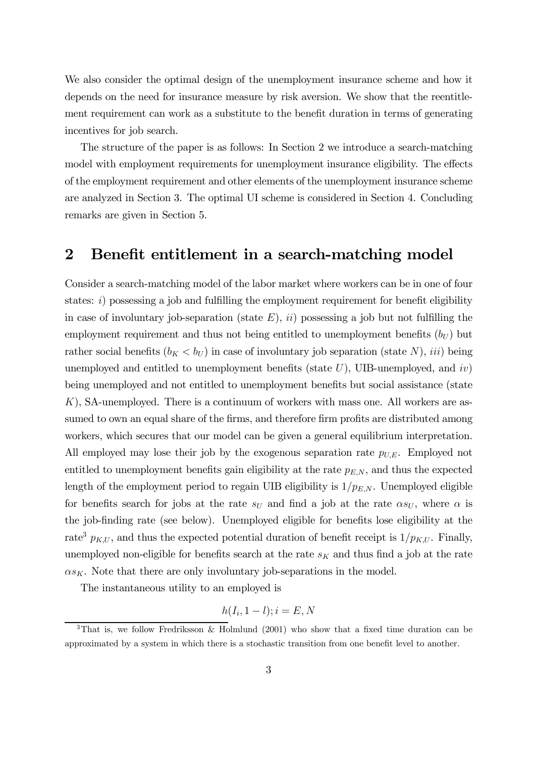We also consider the optimal design of the unemployment insurance scheme and how it depends on the need for insurance measure by risk aversion. We show that the reentitlement requirement can work as a substitute to the benefit duration in terms of generating incentives for job search.

The structure of the paper is as follows: In Section 2 we introduce a search-matching model with employment requirements for unemployment insurance eligibility. The effects of the employment requirement and other elements of the unemployment insurance scheme are analyzed in Section 3. The optimal UI scheme is considered in Section 4. Concluding remarks are given in Section 5.

## 2 Benefit entitlement in a search-matching model

Consider a search-matching model of the labor market where workers can be in one of four states: *i*) possessing a job and fulfilling the employment requirement for benefit eligibility in case of involuntary job-separation (state $E$), *ii*) possessing a job but not fulfilling the employment requirement and thus not being entitled to unemployment benefits ($b_U$) but rather social benefits ($b_K < b_U$) in case of involuntary job separation (state $N$), *iii*) being unemployed and entitled to unemployment benefits (state $U$), UIB-unemployed, and *iv*) being unemployed and not entitled to unemployment benefits but social assistance (state $K$), SA-unemployed. There is a continuum of workers with mass one. All workers are assumed to own an equal share of the firms, and therefore firm profits are distributed among workers, which secures that our model can be given a general equilibrium interpretation. All employed may lose their job by the exogenous separation rate $p_{U,E}$. Employed not entitled to unemployment benefits gain eligibility at the rate $p_{E,N}$, and thus the expected length of the employment period to regain UIB eligibility is $1/p_{E,N}$. Unemployed eligible for benefits search for jobs at the rate $s_U$ and find a job at the rate $\alpha s_U$, where $\alpha$ is the job-finding rate (see below). Unemployed eligible for benefits lose eligibility at the rate[3] $p_{K,U}$, and thus the expected potential duration of benefit receipt is $1/p_{K,U}$. Finally, unemployed non-eligible for benefits search at the rate $s_K$ and thus find a job at the rate $\alpha s_K$. Note that there are only involuntary job-separations in the model.

The instantaneous utility to an employed is

$$h(I_i, 1-l); i = E, N$$

[3] That is, we follow Fredriksson & Holmlund (2001) who show that a fixed time duration can be approximated by a system in which there is a stochastic transition from one benefit level to another.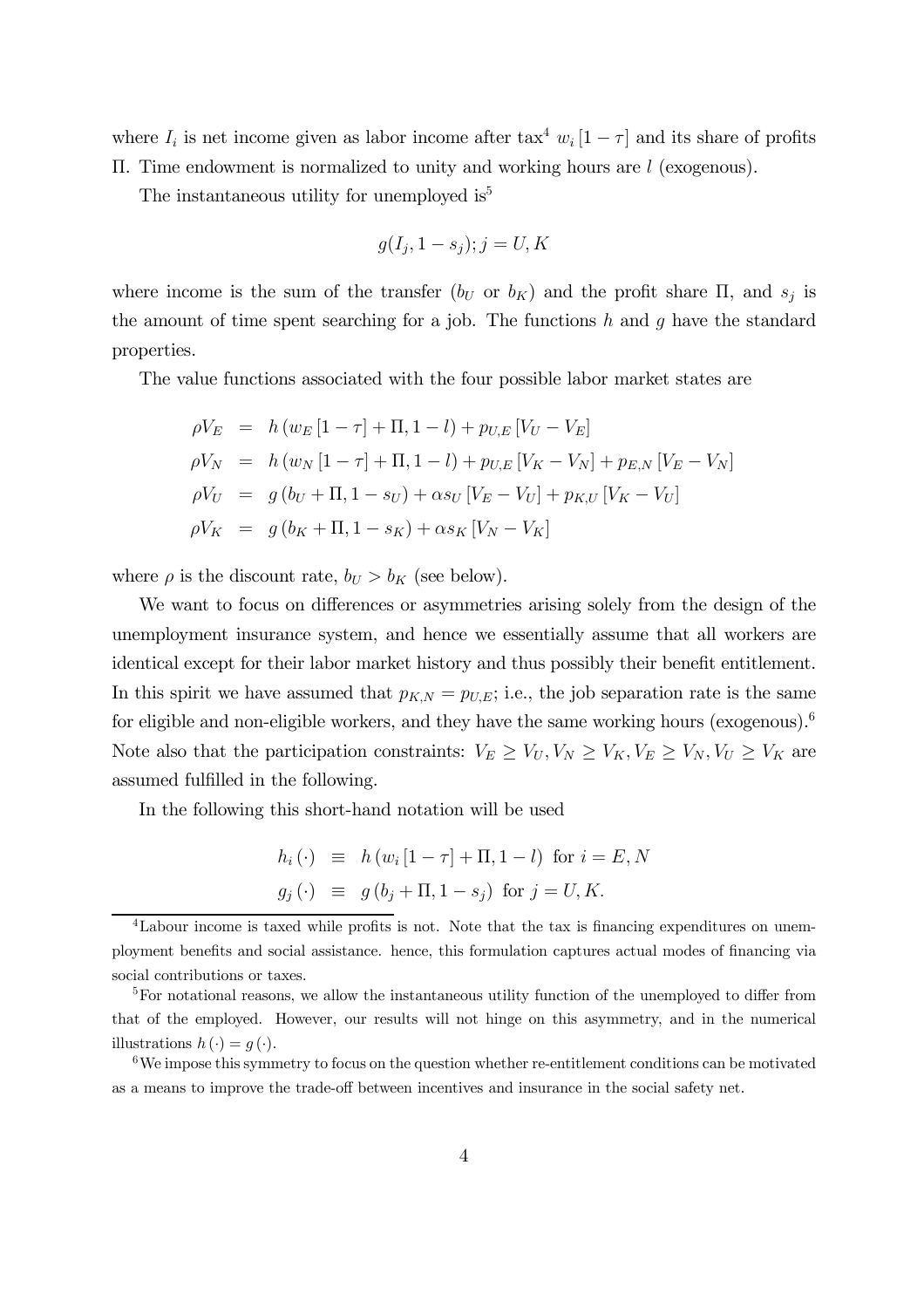where $I_i$ is net income given as labor income after tax[4] $w_i [1 - \tau]$ and its share of profits $\Pi$. Time endowment is normalized to unity and working hours are $l$ (exogenous).

The instantaneous utility for unemployed is[5]

$$g(I_j, 1 - s_j); j = U, K$$

where income is the sum of the transfer ($b_U$ or $b_K$) and the profit share $\Pi$, and $s_j$ is the amount of time spent searching for a job. The functions $h$ and $g$ have the standard properties.

The value functions associated with the four possible labor market states are

$$\begin{aligned}
\rho V_E &= h\left(w_E [1 - \tau] + \Pi, 1 - l\right) + p_{U,E} [V_U - V_E] \\
\rho V_N &= h\left(w_N [1 - \tau] + \Pi, 1 - l\right) + p_{U,E} [V_K - V_N] + p_{E,N} [V_E - V_N] \\
\rho V_U &= g\left(b_U + \Pi, 1 - s_U\right) + \alpha s_U [V_E - V_U] + p_{K,U} [V_K - V_U] \\
\rho V_K &= g\left(b_K + \Pi, 1 - s_K\right) + \alpha s_K [V_N - V_K]
\end{aligned}$$

where $\rho$ is the discount rate, $b_U > b_K$ (see below).

We want to focus on differences or asymmetries arising solely from the design of the unemployment insurance system, and hence we essentially assume that all workers are identical except for their labor market history and thus possibly their benefit entitlement. In this spirit we have assumed that $p_{K,N} = p_{U,E}$; i.e., the job separation rate is the same for eligible and non-eligible workers, and they have the same working hours (exogenous).[6] Note also that the participation constraints: $V_E \geq V_U, V_N \geq V_K, V_E \geq V_N, V_U \geq V_K$ are assumed fulfilled in the following.

In the following this short-hand notation will be used

$$\begin{aligned}
h_i(\cdot) &\equiv h\left(w_i [1 - \tau] + \Pi, 1 - l\right) \text{ for } i = E, N \\
g_j(\cdot) &\equiv g\left(b_j + \Pi, 1 - s_j\right) \text{ for } j = U, K.
\end{aligned}$$

---

[4] Labour income is taxed while profits is not. Note that the tax is financing expenditures on unemployment benefits and social assistance. hence, this formulation captures actual modes of financing via social contributions or taxes.

[5] For notational reasons, we allow the instantaneous utility function of the unemployed to differ from that of the employed. However, our results will not hinge on this asymmetry, and in the numerical illustrations $h(\cdot) = g(\cdot)$.

[6] We impose this symmetry to focus on the question whether re-entitlement conditions can be motivated as a means to improve the trade-off between incentives and insurance in the social safety net.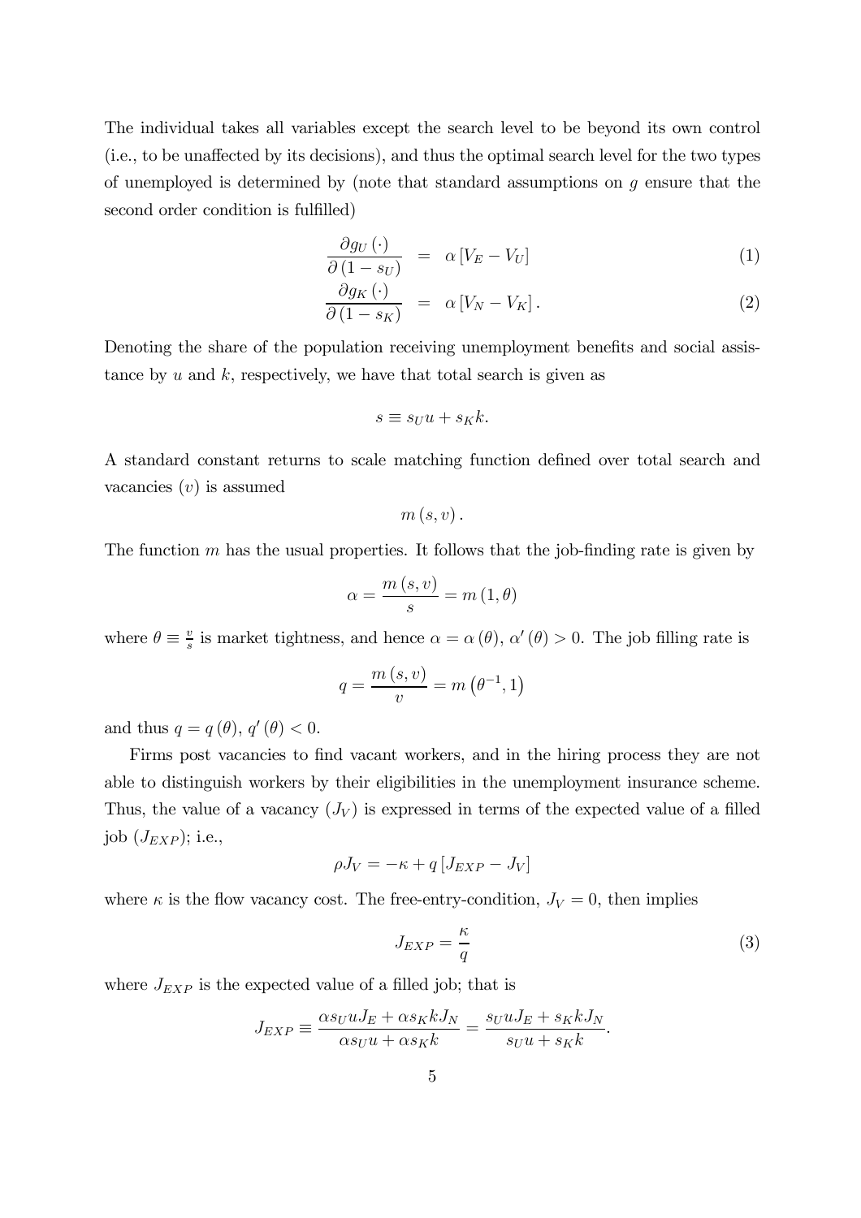The individual takes all variables except the search level to be beyond its own control (i.e., to be unaffected by its decisions), and thus the optimal search level for the two types of unemployed is determined by (note that standard assumptions on $g$ ensure that the second order condition is fulfilled)

$$
\begin{aligned}
\frac{\partial g_U(\cdot)}{\partial(1-s_U)} &= \alpha\left[V_E - V_U\right] && (1) \\
\frac{\partial g_K(\cdot)}{\partial(1-s_K)} &= \alpha\left[V_N - V_K\right]. && (2)
\end{aligned}
$$

Denoting the share of the population receiving unemployment benefits and social assistance by $u$ and $k$, respectively, we have that total search is given as

$$s \equiv s_U u + s_K k.$$

A standard constant returns to scale matching function defined over total search and vacancies ($v$) is assumed

$$m(s, v).$$

The function $m$ has the usual properties. It follows that the job-finding rate is given by

$$\alpha = \frac{m(s, v)}{s} = m(1, \theta)$$

where $\theta \equiv \frac{v}{s}$ is market tightness, and hence $\alpha = \alpha(\theta)$, $\alpha'(\theta) > 0$. The job filling rate is

$$q = \frac{m(s, v)}{v} = m\left(\theta^{-1}, 1\right)$$

and thus $q = q(\theta)$, $q'(\theta) < 0$.

Firms post vacancies to find vacant workers, and in the hiring process they are not able to distinguish workers by their eligibilities in the unemployment insurance scheme. Thus, the value of a vacancy ($J_V$) is expressed in terms of the expected value of a filled job ($J_{EXP}$); i.e.,

$$\rho J_V = -\kappa + q\left[J_{EXP} - J_V\right]$$

where $\kappa$ is the flow vacancy cost. The free-entry-condition, $J_V = 0$, then implies

$$J_{EXP} = \frac{\kappa}{q} \tag{3}$$

where $J_{EXP}$ is the expected value of a filled job; that is

$$J_{EXP} \equiv \frac{\alpha s_U u J_E + \alpha s_K k J_N}{\alpha s_U u + \alpha s_K k} = \frac{s_U u J_E + s_K k J_N}{s_U u + s_K k}.$$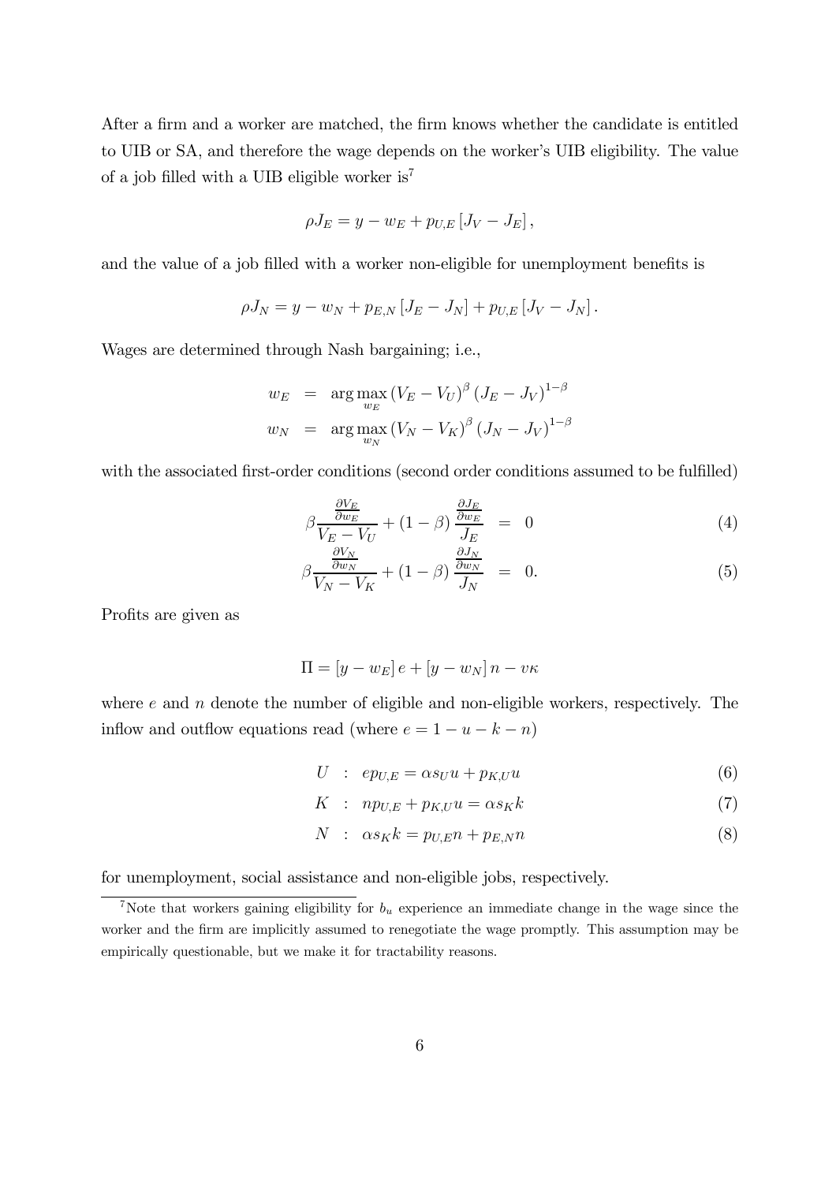After a firm and a worker are matched, the firm knows whether the candidate is entitled to UIB or SA, and therefore the wage depends on the worker's UIB eligibility. The value of a job filled with a UIB eligible worker is[7]

$$\rho J_E = y - w_E + p_{U,E}\left[J_V - J_E\right],$$

and the value of a job filled with a worker non-eligible for unemployment benefits is

$$\rho J_N = y - w_N + p_{E,N}\left[J_E - J_N\right] + p_{U,E}\left[J_V - J_N\right].$$

Wages are determined through Nash bargaining; i.e.,

$$\begin{aligned} w_E &= \arg\max_{w_E} \left(V_E - V_U\right)^{\beta} \left(J_E - J_V\right)^{1-\beta} \\ w_N &= \arg\max_{w_N} \left(V_N - V_K\right)^{\beta} \left(J_N - J_V\right)^{1-\beta} \end{aligned}$$

with the associated first-order conditions (second order conditions assumed to be fulfilled)

$$\beta \frac{\frac{\partial V_E}{\partial w_E}}{V_E - V_U} + (1-\beta) \frac{\frac{\partial J_E}{\partial w_E}}{J_E} = 0 \tag{4}$$

$$\beta \frac{\frac{\partial V_N}{\partial w_N}}{V_N - V_K} + (1-\beta) \frac{\frac{\partial J_N}{\partial w_N}}{J_N} = 0. \tag{5}$$

Profits are given as

$$\Pi = \left[y - w_E\right] e + \left[y - w_N\right] n - v\kappa$$

where $e$ and $n$ denote the number of eligible and non-eligible workers, respectively. The inflow and outflow equations read (where $e = 1 - u - k - n$)

$$U \ : \ e p_{U,E} = \alpha s_U u + p_{K,U} u \tag{6}$$

$$K \ : \ n p_{U,E} + p_{K,U} u = \alpha s_K k \tag{7}$$

$$N \ : \ \alpha s_K k = p_{U,E} n + p_{E,N} n \tag{8}$$

for unemployment, social assistance and non-eligible jobs, respectively.

[7] Note that workers gaining eligibility for $b_u$ experience an immediate change in the wage since the worker and the firm are implicitly assumed to renegotiate the wage promptly. This assumption may be empirically questionable, but we make it for tractability reasons.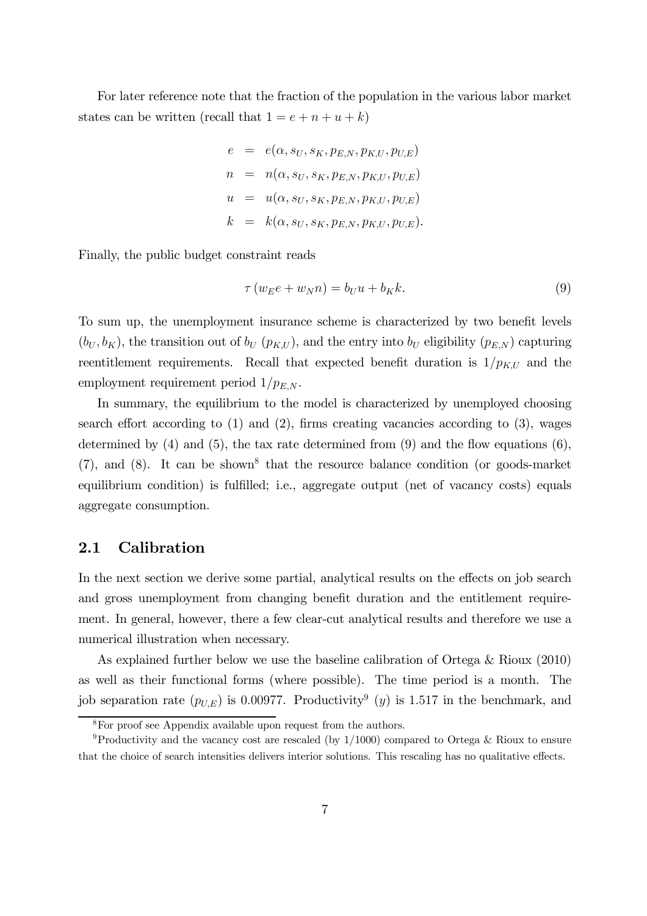For later reference note that the fraction of the population in the various labor market states can be written (recall that $1 = e + n + u + k$)

$$
\begin{aligned}
e &= e(\alpha, s_U, s_K, p_{E,N}, p_{K,U}, p_{U,E}) \\
n &= n(\alpha, s_U, s_K, p_{E,N}, p_{K,U}, p_{U,E}) \\
u &= u(\alpha, s_U, s_K, p_{E,N}, p_{K,U}, p_{U,E}) \\
k &= k(\alpha, s_U, s_K, p_{E,N}, p_{K,U}, p_{U,E}).
\end{aligned}
$$

Finally, the public budget constraint reads

$$
\tau \left( w_E e + w_N n \right) = b_U u + b_K k. \tag{9}
$$

To sum up, the unemployment insurance scheme is characterized by two benefit levels $(b_U, b_K)$, the transition out of $b_U$ $(p_{K,U})$, and the entry into $b_U$ eligibility $(p_{E,N})$ capturing reentitlement requirements. Recall that expected benefit duration is $1/p_{K,U}$ and the employment requirement period $1/p_{E,N}$.

In summary, the equilibrium to the model is characterized by unemployed choosing search effort according to (1) and (2), firms creating vacancies according to (3), wages determined by (4) and (5), the tax rate determined from (9) and the flow equations (6), (7), and (8). It can be shown[8] that the resource balance condition (or goods-market equilibrium condition) is fulfilled; i.e., aggregate output (net of vacancy costs) equals aggregate consumption.

## 2.1 Calibration

In the next section we derive some partial, analytical results on the effects on job search and gross unemployment from changing benefit duration and the entitlement requirement. In general, however, there a few clear-cut analytical results and therefore we use a numerical illustration when necessary.

As explained further below we use the baseline calibration of Ortega & Rioux (2010) as well as their functional forms (where possible). The time period is a month. The job separation rate $(p_{U,E})$ is 0.00977. Productivity[9] $(y)$ is 1.517 in the benchmark, and

[8] For proof see Appendix available upon request from the authors.

[9] Productivity and the vacancy cost are rescaled (by 1/1000) compared to Ortega & Rioux to ensure that the choice of search intensities delivers interior solutions. This rescaling has no qualitative effects.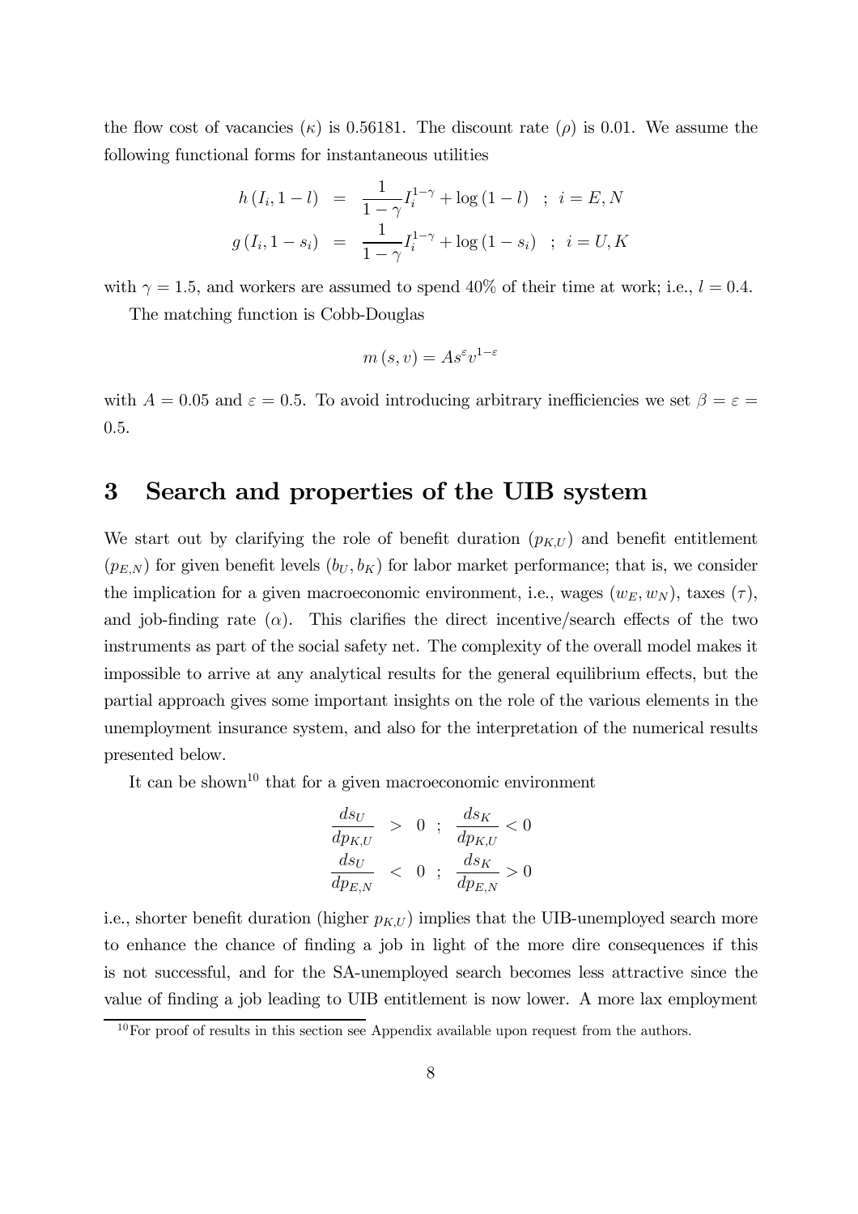the flow cost of vacancies ($\kappa$) is 0.56181. The discount rate ($\rho$) is 0.01. We assume the following functional forms for instantaneous utilities

$$
\begin{aligned}
h\left(I_i, 1-l\right) &= \frac{1}{1-\gamma} I_i^{1-\gamma} + \log\left(1-l\right) \quad ; \ i = E, N \\
g\left(I_i, 1-s_i\right) &= \frac{1}{1-\gamma} I_i^{1-\gamma} + \log\left(1-s_i\right) \quad ; \ i = U, K
\end{aligned}
$$

with $\gamma = 1.5$, and workers are assumed to spend 40% of their time at work; i.e., $l = 0.4$.

The matching function is Cobb-Douglas

$$
m\left(s, v\right) = A s^{\varepsilon} v^{1-\varepsilon}
$$

with $A = 0.05$ and $\varepsilon = 0.5$. To avoid introducing arbitrary inefficiencies we set $\beta = \varepsilon = 0.5$.

# 3 Search and properties of the UIB system

We start out by clarifying the role of benefit duration ($p_{K,U}$) and benefit entitlement ($p_{E,N}$) for given benefit levels ($b_U, b_K$) for labor market performance; that is, we consider the implication for a given macroeconomic environment, i.e., wages ($w_E, w_N$), taxes ($\tau$), and job-finding rate ($\alpha$). This clarifies the direct incentive/search effects of the two instruments as part of the social safety net. The complexity of the overall model makes it impossible to arrive at any analytical results for the general equilibrium effects, but the partial approach gives some important insights on the role of the various elements in the unemployment insurance system, and also for the interpretation of the numerical results presented below.

It can be shown[10] that for a given macroeconomic environment

$$
\begin{aligned}
\frac{ds_U}{dp_{K,U}} &> 0 \ ; \ \frac{ds_K}{dp_{K,U}} < 0 \\
\frac{ds_U}{dp_{E,N}} &< 0 \ ; \ \frac{ds_K}{dp_{E,N}} > 0
\end{aligned}
$$

i.e., shorter benefit duration (higher $p_{K,U}$) implies that the UIB-unemployed search more to enhance the chance of finding a job in light of the more dire consequences if this is not successful, and for the SA-unemployed search becomes less attractive since the value of finding a job leading to UIB entitlement is now lower. A more lax employment

[10] For proof of results in this section see Appendix available upon request from the authors.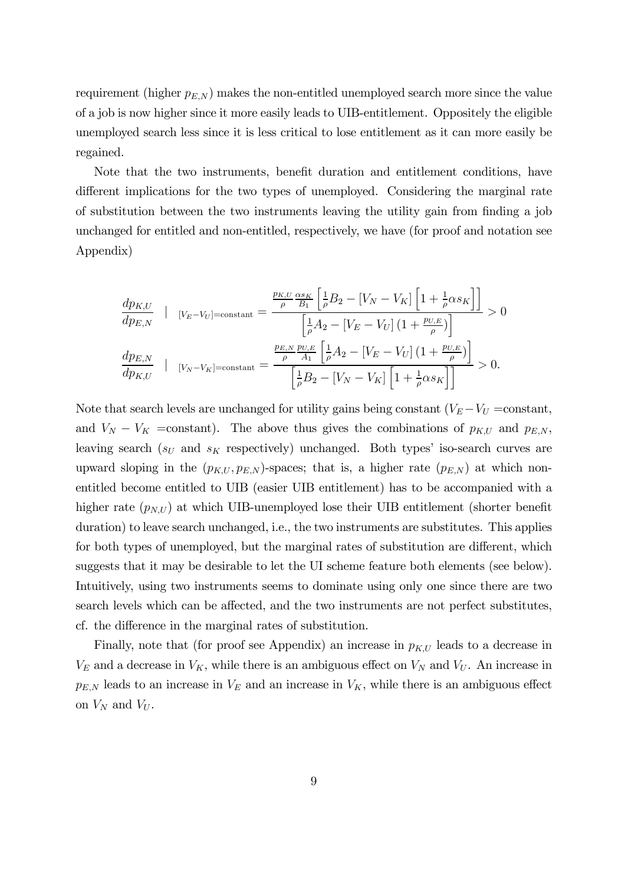requirement (higher $p_{E,N}$) makes the non-entitled unemployed search more since the value of a job is now higher since it more easily leads to UIB-entitlement. Oppositely the eligible unemployed search less since it is less critical to lose entitlement as it can more easily be regained.

Note that the two instruments, benefit duration and entitlement conditions, have different implications for the two types of unemployed. Considering the marginal rate of substitution between the two instruments leaving the utility gain from finding a job unchanged for entitled and non-entitled, respectively, we have (for proof and notation see Appendix)

$$\frac{dp_{K,U}}{dp_{E,N}} \quad | \quad {}_{[V_E - V_U]=\text{constant}} = \frac{\frac{p_{K,U}}{\rho}\frac{\alpha s_K}{B_1}\left[\frac{1}{\rho}B_2 - [V_N - V_K]\left[1 + \frac{1}{\rho}\alpha s_K\right]\right]}{\left[\frac{1}{\rho}A_2 - [V_E - V_U]\left(1 + \frac{p_{U,E}}{\rho}\right)\right]} > 0$$

$$\frac{dp_{E,N}}{dp_{K,U}} \quad | \quad {}_{[V_N - V_K]=\text{constant}} = \frac{\frac{p_{E,N}}{\rho}\frac{p_{U,E}}{A_1}\left[\frac{1}{\rho}A_2 - [V_E - V_U]\left(1 + \frac{p_{U,E}}{\rho}\right)\right]}{\left[\frac{1}{\rho}B_2 - [V_N - V_K]\left[1 + \frac{1}{\rho}\alpha s_K\right]\right]} > 0.$$

Note that search levels are unchanged for utility gains being constant ($V_E - V_U$ =constant, and $V_N - V_K$ =constant). The above thus gives the combinations of $p_{K,U}$ and $p_{E,N}$, leaving search ($s_U$ and $s_K$ respectively) unchanged. Both types' iso-search curves are upward sloping in the $(p_{K,U}, p_{E,N})$-spaces; that is, a higher rate ($p_{E,N}$) at which non-entitled become entitled to UIB (easier UIB entitlement) has to be accompanied with a higher rate ($p_{N,U}$) at which UIB-unemployed lose their UIB entitlement (shorter benefit duration) to leave search unchanged, i.e., the two instruments are substitutes. This applies for both types of unemployed, but the marginal rates of substitution are different, which suggests that it may be desirable to let the UI scheme feature both elements (see below). Intuitively, using two instruments seems to dominate using only one since there are two search levels which can be affected, and the two instruments are not perfect substitutes, cf. the difference in the marginal rates of substitution.

Finally, note that (for proof see Appendix) an increase in $p_{K,U}$ leads to a decrease in $V_E$ and a decrease in $V_K$, while there is an ambiguous effect on $V_N$ and $V_U$. An increase in $p_{E,N}$ leads to an increase in $V_E$ and an increase in $V_K$, while there is an ambiguous effect on $V_N$ and $V_U$.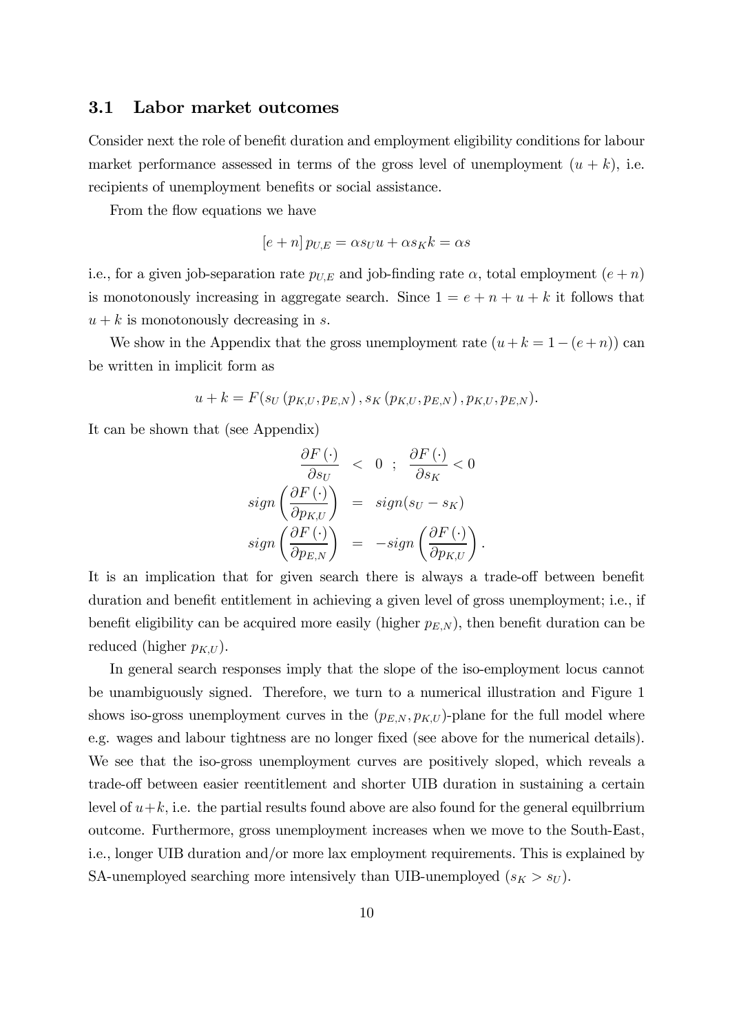### 3.1 Labor market outcomes

Consider next the role of benefit duration and employment eligibility conditions for labour market performance assessed in terms of the gross level of unemployment $(u+k)$, i.e. recipients of unemployment benefits or social assistance.

From the flow equations we have

$$[e+n]\, p_{U,E} = \alpha s_U u + \alpha s_K k = \alpha s$$

i.e., for a given job-separation rate $p_{U,E}$ and job-finding rate $\alpha$, total employment $(e+n)$ is monotonously increasing in aggregate search. Since $1 = e+n+u+k$ it follows that $u+k$ is monotonously decreasing in $s$.

We show in the Appendix that the gross unemployment rate $(u+k = 1-(e+n))$ can be written in implicit form as

$$u+k = F(s_U(p_{K,U}, p_{E,N}), s_K(p_{K,U}, p_{E,N}), p_{K,U}, p_{E,N}).$$

It can be shown that (see Appendix)

$$\begin{aligned}
\frac{\partial F(\cdot)}{\partial s_U} &< 0 \ ; \ \frac{\partial F(\cdot)}{\partial s_K} < 0 \\
sign\left(\frac{\partial F(\cdot)}{\partial p_{K,U}}\right) &= sign(s_U - s_K) \\
sign\left(\frac{\partial F(\cdot)}{\partial p_{E,N}}\right) &= -sign\left(\frac{\partial F(\cdot)}{\partial p_{K,U}}\right).
\end{aligned}$$

It is an implication that for given search there is always a trade-off between benefit duration and benefit entitlement in achieving a given level of gross unemployment; i.e., if benefit eligibility can be acquired more easily (higher $p_{E,N}$), then benefit duration can be reduced (higher $p_{K,U}$).

In general search responses imply that the slope of the iso-employment locus cannot be unambiguously signed. Therefore, we turn to a numerical illustration and Figure 1 shows iso-gross unemployment curves in the $(p_{E,N}, p_{K,U})$-plane for the full model where e.g. wages and labour tightness are no longer fixed (see above for the numerical details). We see that the iso-gross unemployment curves are positively sloped, which reveals a trade-off between easier reentitlement and shorter UIB duration in sustaining a certain level of $u+k$, i.e. the partial results found above are also found for the general equilbrrium outcome. Furthermore, gross unemployment increases when we move to the South-East, i.e., longer UIB duration and/or more lax employment requirements. This is explained by SA-unemployed searching more intensively than UIB-unemployed $(s_K > s_U)$.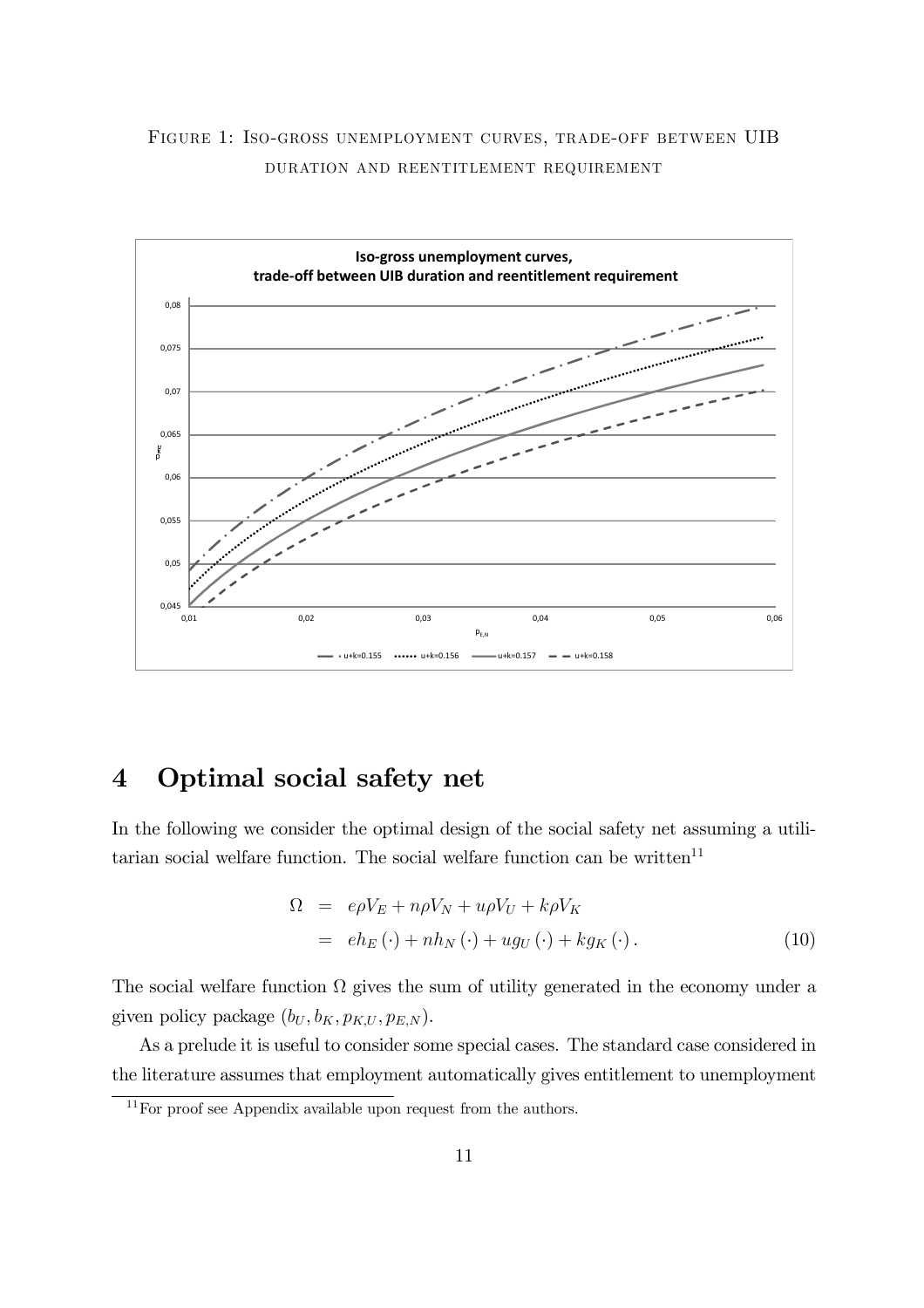Figure 1: Iso-gross unemployment curves, trade-off between UIB duration and reentitlement requirement

# 4 Optimal social safety net

In the following we consider the optimal design of the social safety net assuming a utilitarian social welfare function. The social welfare function can be written[11]

$$
\begin{aligned}
\Omega &= e\rho V_E + n\rho V_N + u\rho V_U + k\rho V_K \\
&= eh_E(\cdot) + nh_N(\cdot) + ug_U(\cdot) + kg_K(\cdot). \qquad (10)
\end{aligned}
$$

The social welfare function $\Omega$ gives the sum of utility generated in the economy under a given policy package $(b_U, b_K, p_{K,U}, p_{E,N})$.

As a prelude it is useful to consider some special cases. The standard case considered in the literature assumes that employment automatically gives entitlement to unemployment

[11] For proof see Appendix available upon request from the authors.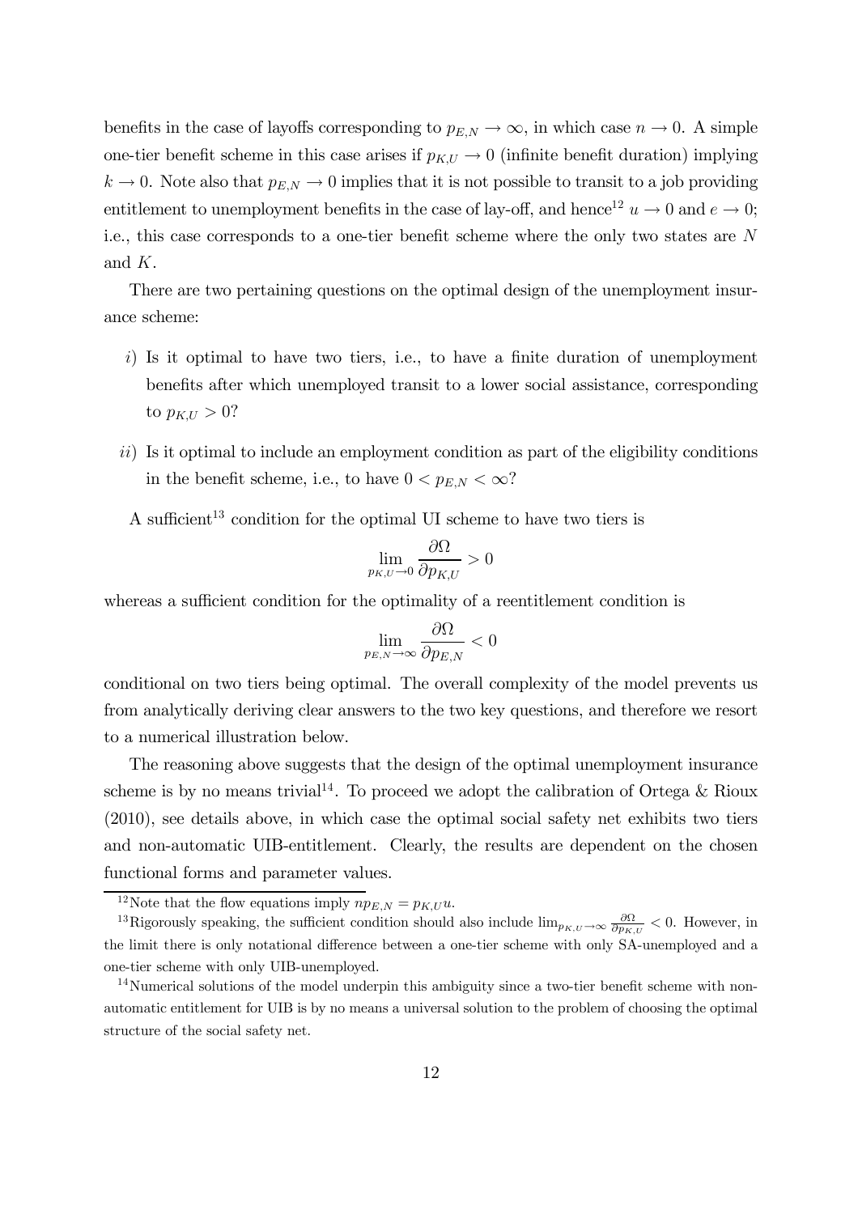benefits in the case of layoffs corresponding to $p_{E,N} \rightarrow \infty$, in which case $n \rightarrow 0$. A simple one-tier benefit scheme in this case arises if $p_{K,U} \rightarrow 0$ (infinite benefit duration) implying $k \rightarrow 0$. Note also that $p_{E,N} \rightarrow 0$ implies that it is not possible to transit to a job providing entitlement to unemployment benefits in the case of lay-off, and hence[12] $u \rightarrow 0$ and $e \rightarrow 0$; i.e., this case corresponds to a one-tier benefit scheme where the only two states are $N$ and $K$.

There are two pertaining questions on the optimal design of the unemployment insurance scheme:

*i*) Is it optimal to have two tiers, i.e., to have a finite duration of unemployment benefits after which unemployed transit to a lower social assistance, corresponding to $p_{K,U} > 0$?

*ii*) Is it optimal to include an employment condition as part of the eligibility conditions in the benefit scheme, i.e., to have $0 < p_{E,N} < \infty$?

A sufficient[13] condition for the optimal UI scheme to have two tiers is

$$\lim_{p_{K,U} \rightarrow 0} \frac{\partial \Omega}{\partial p_{K,U}} > 0$$

whereas a sufficient condition for the optimality of a reentitlement condition is

$$\lim_{p_{E,N} \rightarrow \infty} \frac{\partial \Omega}{\partial p_{E,N}} < 0$$

conditional on two tiers being optimal. The overall complexity of the model prevents us from analytically deriving clear answers to the two key questions, and therefore we resort to a numerical illustration below.

The reasoning above suggests that the design of the optimal unemployment insurance scheme is by no means trivial[14]. To proceed we adopt the calibration of Ortega & Rioux (2010), see details above, in which case the optimal social safety net exhibits two tiers and non-automatic UIB-entitlement. Clearly, the results are dependent on the chosen functional forms and parameter values.

[12] Note that the flow equations imply $np_{E,N} = p_{K,U}u$.

[13] Rigorously speaking, the sufficient condition should also include $\lim_{p_{K,U} \rightarrow \infty} \frac{\partial \Omega}{\partial p_{K,U}} < 0$. However, in the limit there is only notational difference between a one-tier scheme with only SA-unemployed and a one-tier scheme with only UIB-unemployed.

[14] Numerical solutions of the model underpin this ambiguity since a two-tier benefit scheme with non-automatic entitlement for UIB is by no means a universal solution to the problem of choosing the optimal structure of the social safety net.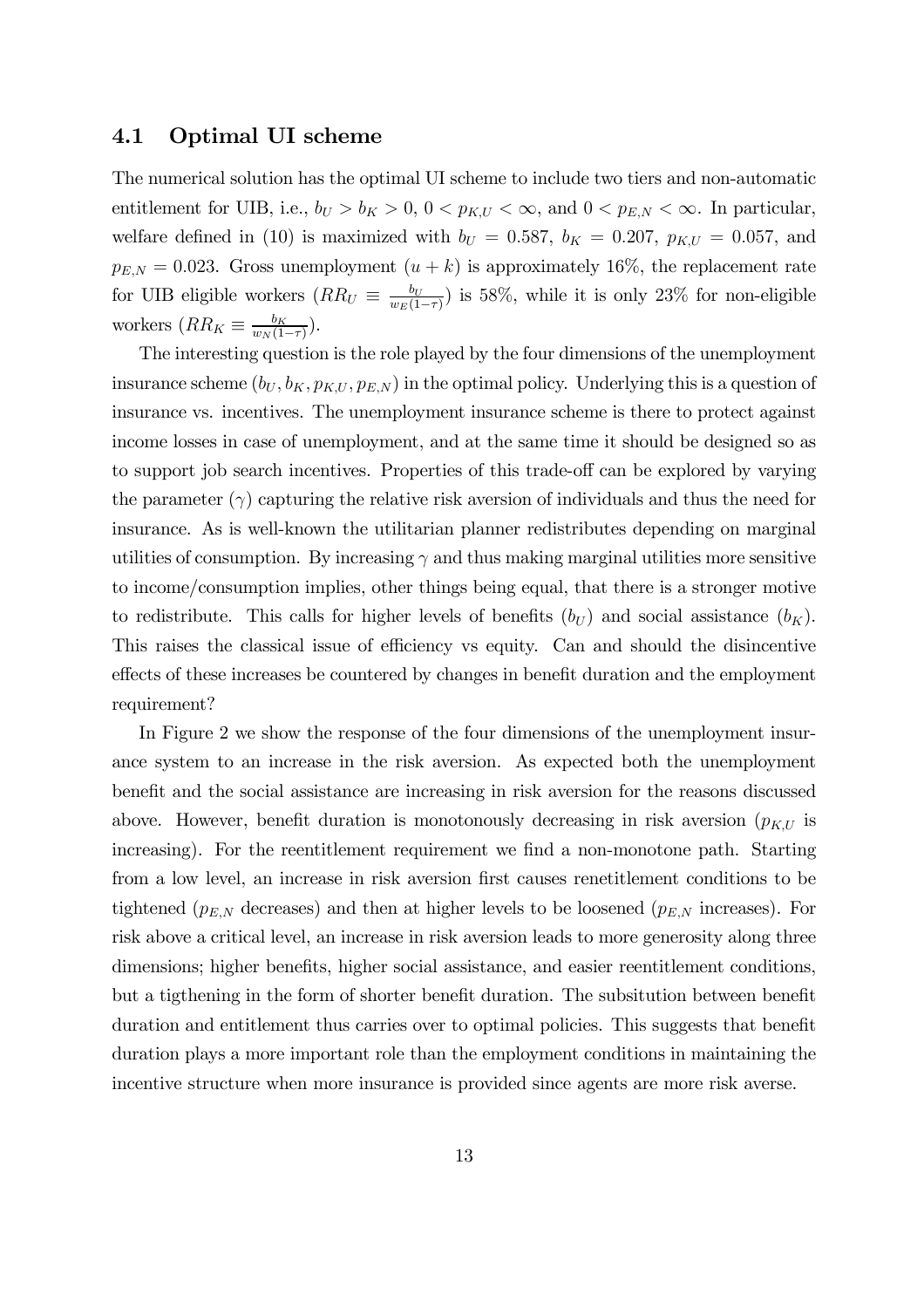### 4.1 Optimal UI scheme

The numerical solution has the optimal UI scheme to include two tiers and non-automatic entitlement for UIB, i.e., $b_U > b_K > 0$, $0 < p_{K,U} < \infty$, and $0 < p_{E,N} < \infty$. In particular, welfare defined in (10) is maximized with $b_U = 0.587$, $b_K = 0.207$, $p_{K,U} = 0.057$, and $p_{E,N} = 0.023$. Gross unemployment $(u + k)$ is approximately 16%, the replacement rate for UIB eligible workers ($RR_U \equiv \frac{b_U}{w_E(1-\tau)}$) is 58%, while it is only 23% for non-eligible workers ($RR_K \equiv \frac{b_K}{w_N(1-\tau)}$).

The interesting question is the role played by the four dimensions of the unemployment insurance scheme $(b_U, b_K, p_{K,U}, p_{E,N})$ in the optimal policy. Underlying this is a question of insurance vs. incentives. The unemployment insurance scheme is there to protect against income losses in case of unemployment, and at the same time it should be designed so as to support job search incentives. Properties of this trade-off can be explored by varying the parameter $(\gamma)$ capturing the relative risk aversion of individuals and thus the need for insurance. As is well-known the utilitarian planner redistributes depending on marginal utilities of consumption. By increasing $\gamma$ and thus making marginal utilities more sensitive to income/consumption implies, other things being equal, that there is a stronger motive to redistribute. This calls for higher levels of benefits $(b_U)$ and social assistance $(b_K)$. This raises the classical issue of efficiency vs equity. Can and should the disincentive effects of these increases be countered by changes in benefit duration and the employment requirement?

In Figure 2 we show the response of the four dimensions of the unemployment insurance system to an increase in the risk aversion. As expected both the unemployment benefit and the social assistance are increasing in risk aversion for the reasons discussed above. However, benefit duration is monotonously decreasing in risk aversion ($p_{K,U}$ is increasing). For the reentitlement requirement we find a non-monotone path. Starting from a low level, an increase in risk aversion first causes renetitlement conditions to be tightened ($p_{E,N}$ decreases) and then at higher levels to be loosened ($p_{E,N}$ increases). For risk above a critical level, an increase in risk aversion leads to more generosity along three dimensions; higher benefits, higher social assistance, and easier reentitlement conditions, but a tigthening in the form of shorter benefit duration. The subsitution between benefit duration and entitlement thus carries over to optimal policies. This suggests that benefit duration plays a more important role than the employment conditions in maintaining the incentive structure when more insurance is provided since agents are more risk averse.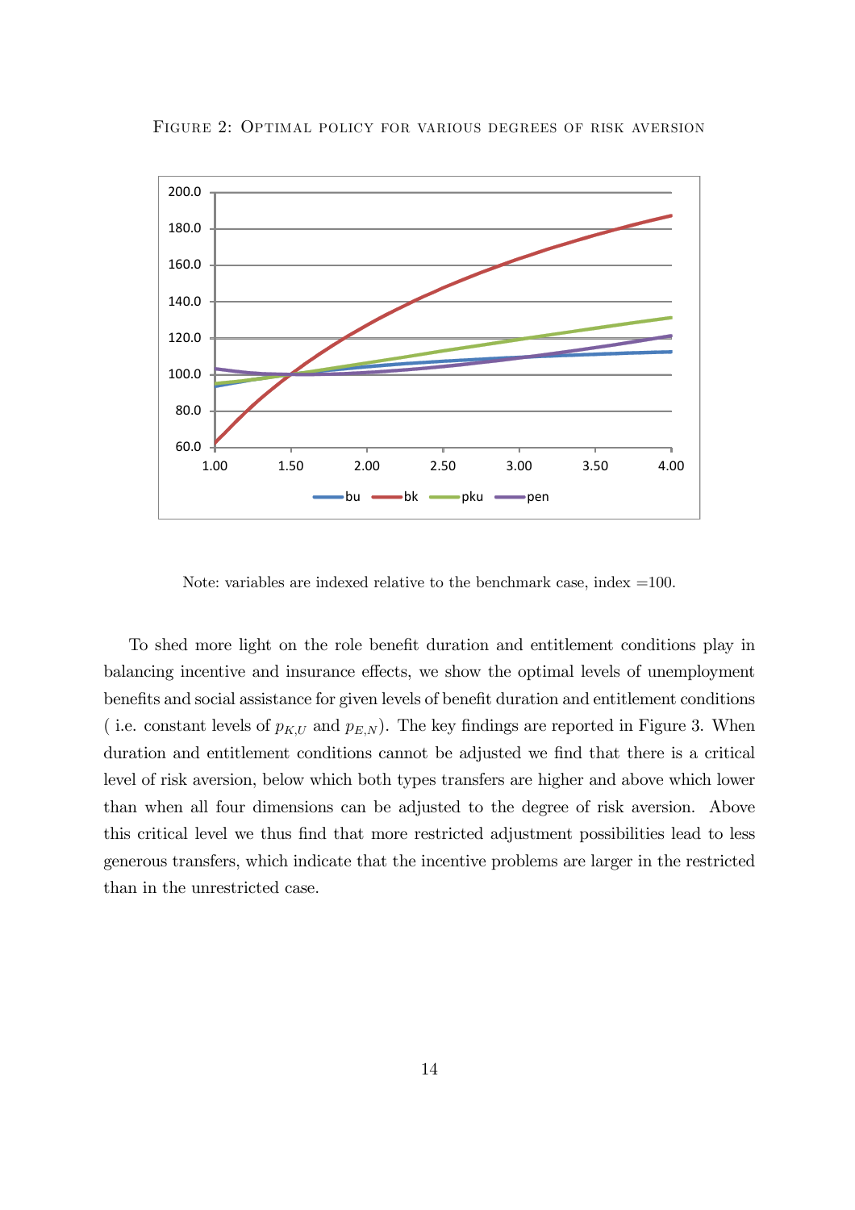FIGURE 2: OPTIMAL POLICY FOR VARIOUS DEGREES OF RISK AVERSION

Note: variables are indexed relative to the benchmark case, index =100.

To shed more light on the role benefit duration and entitlement conditions play in balancing incentive and insurance effects, we show the optimal levels of unemployment benefits and social assistance for given levels of benefit duration and entitlement conditions ( i.e. constant levels of $p_{K,U}$ and $p_{E,N}$). The key findings are reported in Figure 3. When duration and entitlement conditions cannot be adjusted we find that there is a critical level of risk aversion, below which both types transfers are higher and above which lower than when all four dimensions can be adjusted to the degree of risk aversion. Above this critical level we thus find that more restricted adjustment possibilities lead to less generous transfers, which indicate that the incentive problems are larger in the restricted than in the unrestricted case.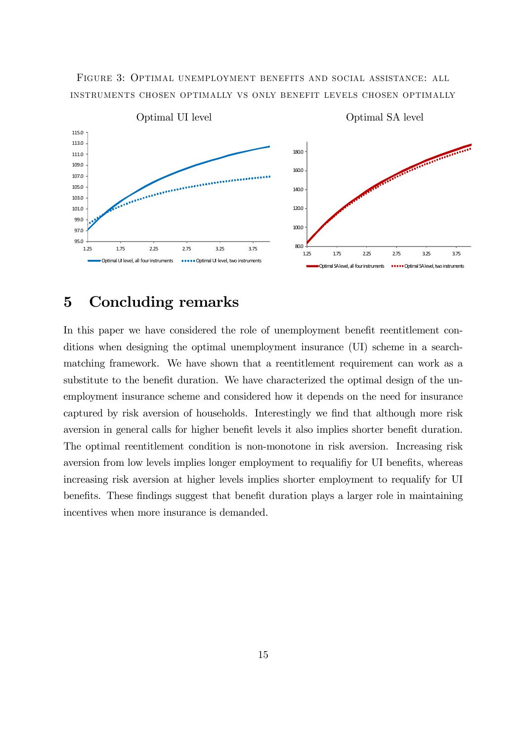Figure 3: Optimal unemployment benefits and social assistance: all instruments chosen optimally vs only benefit levels chosen optimally

## 5 Concluding remarks

In this paper we have considered the role of unemployment benefit reentitlement conditions when designing the optimal unemployment insurance (UI) scheme in a search-matching framework. We have shown that a reentitlement requirement can work as a substitute to the benefit duration. We have characterized the optimal design of the unemployment insurance scheme and considered how it depends on the need for insurance captured by risk aversion of households. Interestingly we find that although more risk aversion in general calls for higher benefit levels it also implies shorter benefit duration. The optimal reentitlement condition is non-monotone in risk aversion. Increasing risk aversion from low levels implies longer employment to requalifiy for UI benefits, whereas increasing risk aversion at higher levels implies shorter employment to requalify for UI benefits. These findings suggest that benefit duration plays a larger role in maintaining incentives when more insurance is demanded.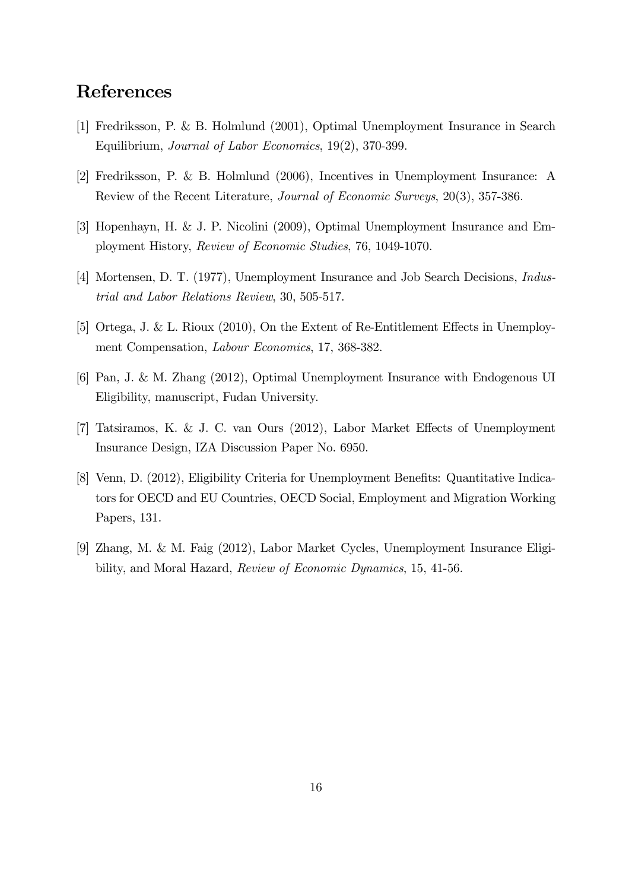# References

[1] Fredriksson, P. & B. Holmlund (2001), Optimal Unemployment Insurance in Search Equilibrium, *Journal of Labor Economics*, 19(2), 370-399.

[2] Fredriksson, P. & B. Holmlund (2006), Incentives in Unemployment Insurance: A Review of the Recent Literature, *Journal of Economic Surveys*, 20(3), 357-386.

[3] Hopenhayn, H. & J. P. Nicolini (2009), Optimal Unemployment Insurance and Employment History, *Review of Economic Studies*, 76, 1049-1070.

[4] Mortensen, D. T. (1977), Unemployment Insurance and Job Search Decisions, *Industrial and Labor Relations Review*, 30, 505-517.

[5] Ortega, J. & L. Rioux (2010), On the Extent of Re-Entitlement Effects in Unemployment Compensation, *Labour Economics*, 17, 368-382.

[6] Pan, J. & M. Zhang (2012), Optimal Unemployment Insurance with Endogenous UI Eligibility, manuscript, Fudan University.

[7] Tatsiramos, K. & J. C. van Ours (2012), Labor Market Effects of Unemployment Insurance Design, IZA Discussion Paper No. 6950.

[8] Venn, D. (2012), Eligibility Criteria for Unemployment Benefits: Quantitative Indicators for OECD and EU Countries, OECD Social, Employment and Migration Working Papers, 131.

[9] Zhang, M. & M. Faig (2012), Labor Market Cycles, Unemployment Insurance Eligibility, and Moral Hazard, *Review of Economic Dynamics*, 15, 41-56.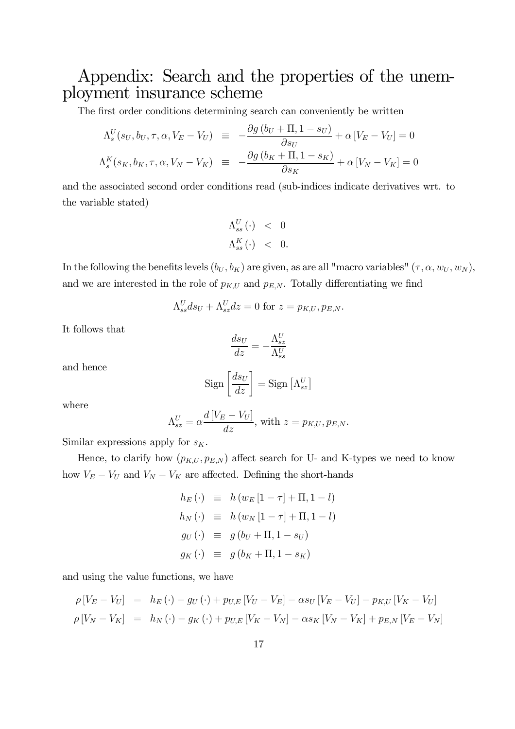# Appendix: Search and the properties of the unemployment insurance scheme

The first order conditions determining search can conveniently be written

$$\Lambda_s^U(s_U, b_U, \tau, \alpha, V_E - V_U) \equiv -\frac{\partial g(b_U + \Pi, 1 - s_U)}{\partial s_U} + \alpha [V_E - V_U] = 0$$

$$\Lambda_s^K(s_K, b_K, \tau, \alpha, V_N - V_K) \equiv -\frac{\partial g(b_K + \Pi, 1 - s_K)}{\partial s_K} + \alpha [V_N - V_K] = 0$$

and the associated second order conditions read (sub-indices indicate derivatives wrt. to the variable stated)

$$\Lambda_{ss}^U(\cdot) < 0$$

$$\Lambda_{ss}^K(\cdot) < 0.$$

In the following the benefits levels $(b_U, b_K)$ are given, as are all "macro variables" $(\tau, \alpha, w_U, w_N)$, and we are interested in the role of $p_{K,U}$ and $p_{E,N}$. Totally differentiating we find

$$\Lambda_{ss}^U ds_U + \Lambda_{sz}^U dz = 0 \text{ for } z = p_{K,U}, p_{E,N}.$$

It follows that

$$\frac{ds_U}{dz} = -\frac{\Lambda_{sz}^U}{\Lambda_{ss}^U}$$

and hence

$$\text{Sign}\left[\frac{ds_U}{dz}\right] = \text{Sign}\left[\Lambda_{sz}^U\right]$$

where

$$\Lambda_{sz}^U = \alpha \frac{d[V_E - V_U]}{dz}, \text{ with } z = p_{K,U}, p_{E,N}.$$

Similar expressions apply for $s_K$.

Hence, to clarify how $(p_{K,U}, p_{E,N})$ affect search for U- and K-types we need to know how $V_E - V_U$ and $V_N - V_K$ are affected. Defining the short-hands

$$h_E(\cdot) \equiv h(w_E[1-\tau] + \Pi, 1 - l)$$

$$h_N(\cdot) \equiv h(w_N[1-\tau] + \Pi, 1 - l)$$

$$g_U(\cdot) \equiv g(b_U + \Pi, 1 - s_U)$$

$$g_K(\cdot) \equiv g(b_K + \Pi, 1 - s_K)$$

and using the value functions, we have

$$\rho[V_E - V_U] = h_E(\cdot) - g_U(\cdot) + p_{U,E}[V_U - V_E] - \alpha s_U [V_E - V_U] - p_{K,U}[V_K - V_U]$$

$$\rho[V_N - V_K] = h_N(\cdot) - g_K(\cdot) + p_{U,E}[V_K - V_N] - \alpha s_K [V_N - V_K] + p_{E,N}[V_E - V_N]$$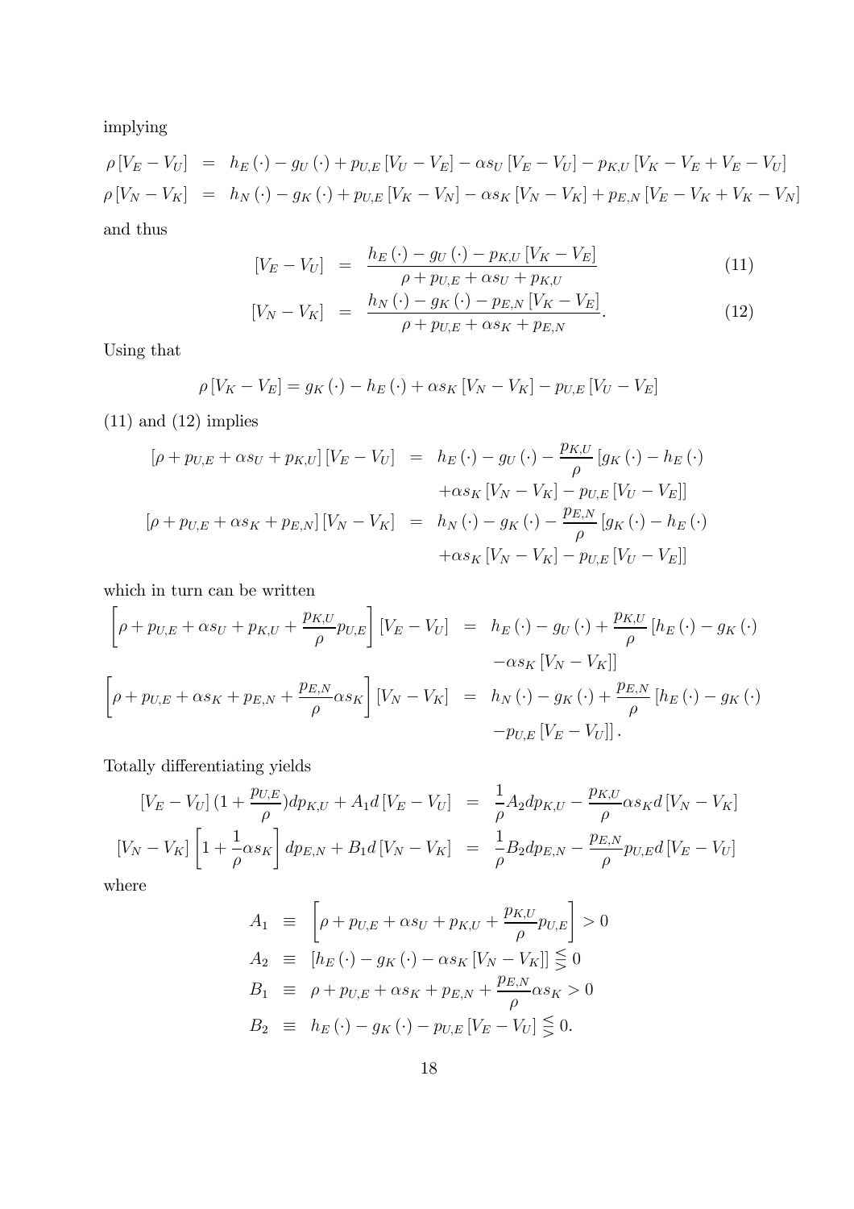implying

$$
\begin{aligned}
\rho\left[V_E - V_U\right] &= h_E(\cdot) - g_U(\cdot) + p_{U,E}\left[V_U - V_E\right] - \alpha s_U\left[V_E - V_U\right] - p_{K,U}\left[V_K - V_E + V_E - V_U\right] \\
\rho\left[V_N - V_K\right] &= h_N(\cdot) - g_K(\cdot) + p_{U,E}\left[V_K - V_N\right] - \alpha s_K\left[V_N - V_K\right] + p_{E,N}\left[V_E - V_K + V_K - V_N\right]
\end{aligned}
$$

and thus

$$
\begin{aligned}
\left[V_E - V_U\right] &= \frac{h_E(\cdot) - g_U(\cdot) - p_{K,U}\left[V_K - V_E\right]}{\rho + p_{U,E} + \alpha s_U + p_{K,U}} \quad (11) \\
\left[V_N - V_K\right] &= \frac{h_N(\cdot) - g_K(\cdot) - p_{E,N}\left[V_K - V_E\right]}{\rho + p_{U,E} + \alpha s_K + p_{E,N}}. \quad (12)
\end{aligned}
$$

Using that

$$
\rho\left[V_K - V_E\right] = g_K(\cdot) - h_E(\cdot) + \alpha s_K\left[V_N - V_K\right] - p_{U,E}\left[V_U - V_E\right]
$$

(11) and (12) implies

$$
\begin{aligned}
\left[\rho + p_{U,E} + \alpha s_U + p_{K,U}\right]\left[V_E - V_U\right] &= h_E(\cdot) - g_U(\cdot) - \frac{p_{K,U}}{\rho}\left[g_K(\cdot) - h_E(\cdot)\right. \\
&\quad \left. + \alpha s_K\left[V_N - V_K\right] - p_{U,E}\left[V_U - V_E\right]\right] \\
\left[\rho + p_{U,E} + \alpha s_K + p_{E,N}\right]\left[V_N - V_K\right] &= h_N(\cdot) - g_K(\cdot) - \frac{p_{E,N}}{\rho}\left[g_K(\cdot) - h_E(\cdot)\right. \\
&\quad \left. + \alpha s_K\left[V_N - V_K\right] - p_{U,E}\left[V_U - V_E\right]\right]
\end{aligned}
$$

which in turn can be written

$$
\begin{aligned}
\left[\rho + p_{U,E} + \alpha s_U + p_{K,U} + \frac{p_{K,U}}{\rho}p_{U,E}\right]\left[V_E - V_U\right] &= h_E(\cdot) - g_U(\cdot) + \frac{p_{K,U}}{\rho}\left[h_E(\cdot) - g_K(\cdot)\right. \\
&\quad \left. - \alpha s_K\left[V_N - V_K\right]\right] \\
\left[\rho + p_{U,E} + \alpha s_K + p_{E,N} + \frac{p_{E,N}}{\rho}\alpha s_K\right]\left[V_N - V_K\right] &= h_N(\cdot) - g_K(\cdot) + \frac{p_{E,N}}{\rho}\left[h_E(\cdot) - g_K(\cdot)\right. \\
&\quad \left. - p_{U,E}\left[V_E - V_U\right]\right].
\end{aligned}
$$

Totally differentiating yields

$$
\begin{aligned}
\left[V_E - V_U\right](1 + \frac{p_{U,E}}{\rho})dp_{K,U} + A_1 d\left[V_E - V_U\right] &= \frac{1}{\rho}A_2 dp_{K,U} - \frac{p_{K,U}}{\rho}\alpha s_K d\left[V_N - V_K\right] \\
\left[V_N - V_K\right]\left[1 + \frac{1}{\rho}\alpha s_K\right]dp_{E,N} + B_1 d\left[V_N - V_K\right] &= \frac{1}{\rho}B_2 dp_{E,N} - \frac{p_{E,N}}{\rho}p_{U,E} d\left[V_E - V_U\right]
\end{aligned}
$$

where

$$
\begin{aligned}
A_1 &\equiv \left[\rho + p_{U,E} + \alpha s_U + p_{K,U} + \frac{p_{K,U}}{\rho}p_{U,E}\right] > 0 \\
A_2 &\equiv \left[h_E(\cdot) - g_K(\cdot) - \alpha s_K\left[V_N - V_K\right]\right] \lesseqgtr 0 \\
B_1 &\equiv \rho + p_{U,E} + \alpha s_K + p_{E,N} + \frac{p_{E,N}}{\rho}\alpha s_K > 0 \\
B_2 &\equiv h_E(\cdot) - g_K(\cdot) - p_{U,E}\left[V_E - V_U\right] \lesseqgtr 0.
\end{aligned}
$$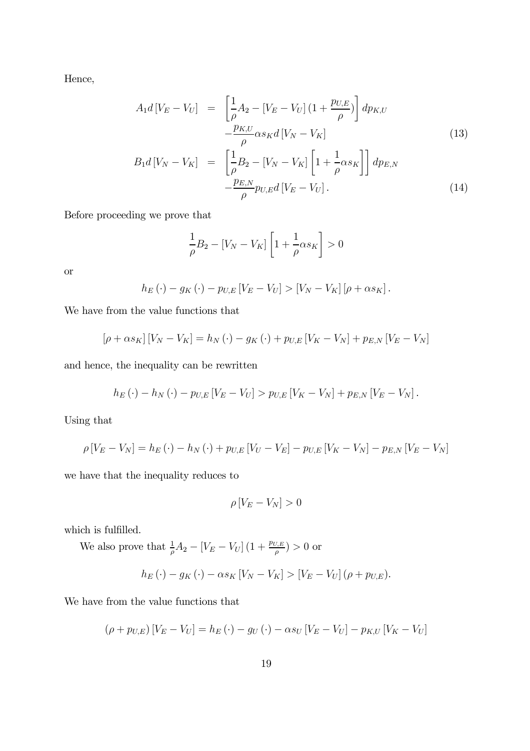Hence,

$$
\begin{aligned}
A_1 d\left[V_E - V_U\right] &= \left[\frac{1}{\rho}A_2 - \left[V_E - V_U\right](1 + \frac{p_{U,E}}{\rho})\right] dp_{K,U} \\
&\quad - \frac{p_{K,U}}{\rho}\alpha s_K d\left[V_N - V_K\right] \qquad (13) \\
B_1 d\left[V_N - V_K\right] &= \left[\frac{1}{\rho}B_2 - \left[V_N - V_K\right]\left[1 + \frac{1}{\rho}\alpha s_K\right]\right] dp_{E,N} \\
&\quad - \frac{p_{E,N}}{\rho}p_{U,E} d\left[V_E - V_U\right]. \qquad (14)
\end{aligned}
$$

Before proceeding we prove that

$$
\frac{1}{\rho}B_2 - \left[V_N - V_K\right]\left[1 + \frac{1}{\rho}\alpha s_K\right] > 0
$$

or

$$
h_E(\cdot) - g_K(\cdot) - p_{U,E}\left[V_E - V_U\right] > \left[V_N - V_K\right]\left[\rho + \alpha s_K\right].
$$

We have from the value functions that

$$
\left[\rho + \alpha s_K\right]\left[V_N - V_K\right] = h_N(\cdot) - g_K(\cdot) + p_{U,E}\left[V_K - V_N\right] + p_{E,N}\left[V_E - V_N\right]
$$

and hence, the inequality can be rewritten

$$
h_E(\cdot) - h_N(\cdot) - p_{U,E}\left[V_E - V_U\right] > p_{U,E}\left[V_K - V_N\right] + p_{E,N}\left[V_E - V_N\right].
$$

Using that

$$
\rho\left[V_E - V_N\right] = h_E(\cdot) - h_N(\cdot) + p_{U,E}\left[V_U - V_E\right] - p_{U,E}\left[V_K - V_N\right] - p_{E,N}\left[V_E - V_N\right]
$$

we have that the inequality reduces to

$$
\rho\left[V_E - V_N\right] > 0
$$

which is fulfilled.

We also prove that $\frac{1}{\rho}A_2 - \left[V_E - V_U\right](1 + \frac{p_{U,E}}{\rho}) > 0$ or

$$
h_E(\cdot) - g_K(\cdot) - \alpha s_K\left[V_N - V_K\right] > \left[V_E - V_U\right](\rho + p_{U,E}).
$$

We have from the value functions that

$$
(\rho + p_{U,E})\left[V_E - V_U\right] = h_E(\cdot) - g_U(\cdot) - \alpha s_U\left[V_E - V_U\right] - p_{K,U}\left[V_K - V_U\right]
$$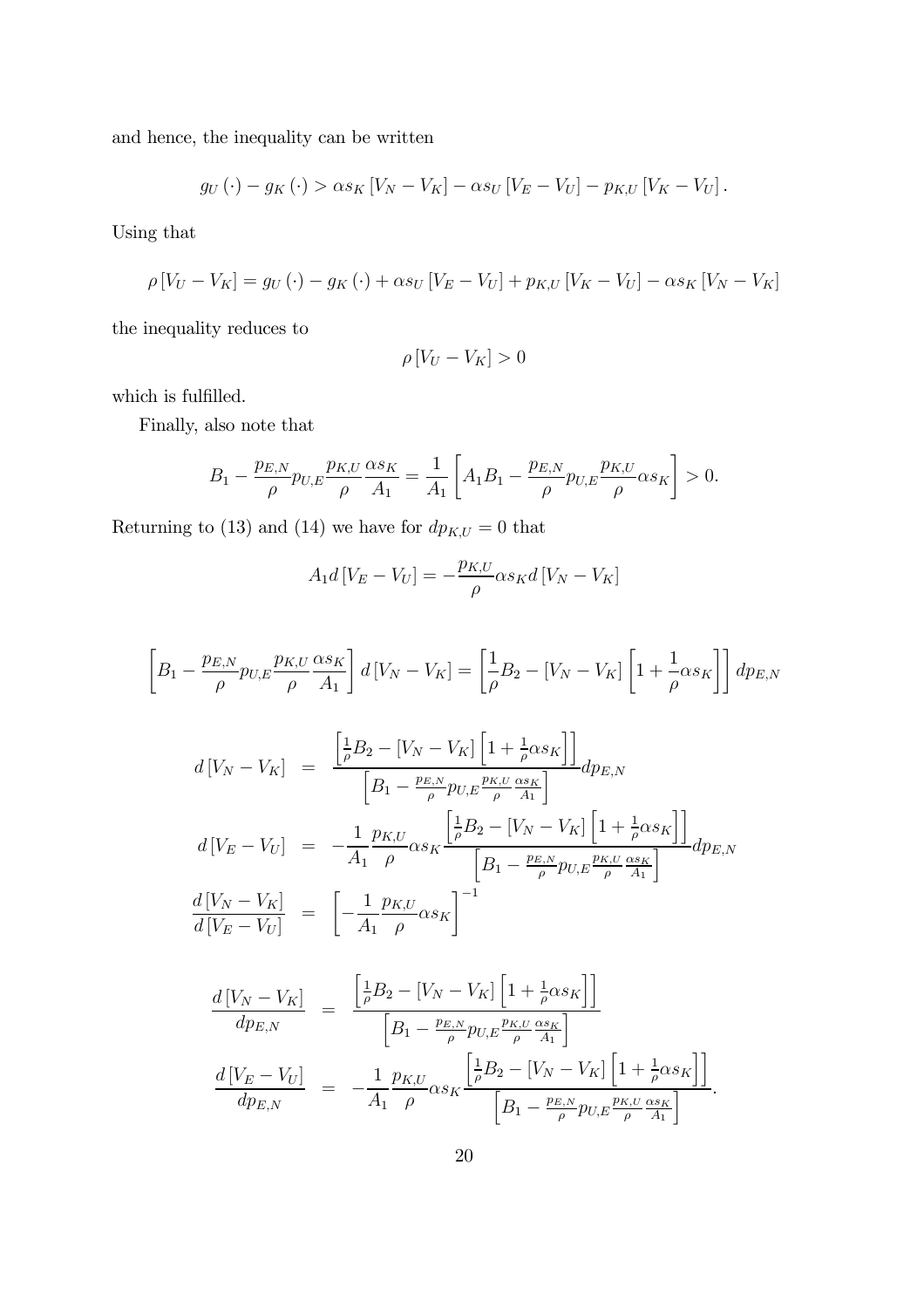and hence, the inequality can be written

$$g_U(\cdot) - g_K(\cdot) > \alpha s_K [V_N - V_K] - \alpha s_U [V_E - V_U] - p_{K,U} [V_K - V_U].$$

Using that

$$\rho [V_U - V_K] = g_U(\cdot) - g_K(\cdot) + \alpha s_U [V_E - V_U] + p_{K,U} [V_K - V_U] - \alpha s_K [V_N - V_K]$$

the inequality reduces to

$$\rho [V_U - V_K] > 0$$

which is fulfilled.

Finally, also note that

$$B_1 - \frac{p_{E,N}}{\rho} p_{U,E} \frac{p_{K,U}}{\rho} \frac{\alpha s_K}{A_1} = \frac{1}{A_1} \left[ A_1 B_1 - \frac{p_{E,N}}{\rho} p_{U,E} \frac{p_{K,U}}{\rho} \alpha s_K \right] > 0.$$

Returning to (13) and (14) we have for $dp_{K,U} = 0$ that

$$A_1 d [V_E - V_U] = -\frac{p_{K,U}}{\rho} \alpha s_K d [V_N - V_K]$$

$$\left[ B_1 - \frac{p_{E,N}}{\rho} p_{U,E} \frac{p_{K,U}}{\rho} \frac{\alpha s_K}{A_1} \right] d [V_N - V_K] = \left[ \frac{1}{\rho} B_2 - [V_N - V_K] \left[ 1 + \frac{1}{\rho} \alpha s_K \right] \right] dp_{E,N}$$

$$\begin{aligned}
d [V_N - V_K] &= \frac{\left[ \frac{1}{\rho} B_2 - [V_N - V_K] \left[ 1 + \frac{1}{\rho} \alpha s_K \right] \right]}{\left[ B_1 - \frac{p_{E,N}}{\rho} p_{U,E} \frac{p_{K,U}}{\rho} \frac{\alpha s_K}{A_1} \right]} dp_{E,N} \\
d [V_E - V_U] &= -\frac{1}{A_1} \frac{p_{K,U}}{\rho} \alpha s_K \frac{\left[ \frac{1}{\rho} B_2 - [V_N - V_K] \left[ 1 + \frac{1}{\rho} \alpha s_K \right] \right]}{\left[ B_1 - \frac{p_{E,N}}{\rho} p_{U,E} \frac{p_{K,U}}{\rho} \frac{\alpha s_K}{A_1} \right]} dp_{E,N} \\
\frac{d [V_N - V_K]}{d [V_E - V_U]} &= \left[ -\frac{1}{A_1} \frac{p_{K,U}}{\rho} \alpha s_K \right]^{-1}
\end{aligned}$$

$$\begin{aligned}
\frac{d [V_N - V_K]}{dp_{E,N}} &= \frac{\left[ \frac{1}{\rho} B_2 - [V_N - V_K] \left[ 1 + \frac{1}{\rho} \alpha s_K \right] \right]}{\left[ B_1 - \frac{p_{E,N}}{\rho} p_{U,E} \frac{p_{K,U}}{\rho} \frac{\alpha s_K}{A_1} \right]} \\
\frac{d [V_E - V_U]}{dp_{E,N}} &= -\frac{1}{A_1} \frac{p_{K,U}}{\rho} \alpha s_K \frac{\left[ \frac{1}{\rho} B_2 - [V_N - V_K] \left[ 1 + \frac{1}{\rho} \alpha s_K \right] \right]}{\left[ B_1 - \frac{p_{E,N}}{\rho} p_{U,E} \frac{p_{K,U}}{\rho} \frac{\alpha s_K}{A_1} \right]}.
\end{aligned}$$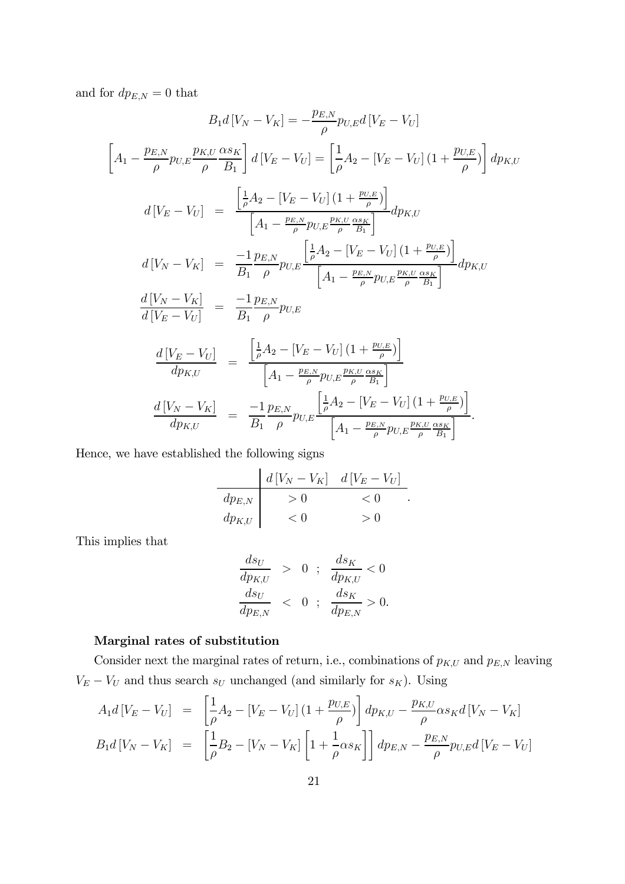and for $dp_{E,N} = 0$ that

$$B_1 d[V_N - V_K] = -\frac{p_{E,N}}{\rho} p_{U,E} d[V_E - V_U]$$

$$\left[A_1 - \frac{p_{E,N}}{\rho} p_{U,E} \frac{p_{K,U}}{\rho} \frac{\alpha s_K}{B_1}\right] d[V_E - V_U] = \left[\frac{1}{\rho} A_2 - [V_E - V_U](1 + \frac{p_{U,E}}{\rho})\right] dp_{K,U}$$

$$\begin{aligned}
d[V_E - V_U] &= \frac{\left[\frac{1}{\rho} A_2 - [V_E - V_U](1 + \frac{p_{U,E}}{\rho})\right]}{\left[A_1 - \frac{p_{E,N}}{\rho} p_{U,E} \frac{p_{K,U}}{\rho} \frac{\alpha s_K}{B_1}\right]} dp_{K,U} \\
d[V_N - V_K] &= \frac{-1}{B_1} \frac{p_{E,N}}{\rho} p_{U,E} \frac{\left[\frac{1}{\rho} A_2 - [V_E - V_U](1 + \frac{p_{U,E}}{\rho})\right]}{\left[A_1 - \frac{p_{E,N}}{\rho} p_{U,E} \frac{p_{K,U}}{\rho} \frac{\alpha s_K}{B_1}\right]} dp_{K,U} \\
\frac{d[V_N - V_K]}{d[V_E - V_U]} &= \frac{-1}{B_1} \frac{p_{E,N}}{\rho} p_{U,E}
\end{aligned}$$

$$\begin{aligned}
\frac{d[V_E - V_U]}{dp_{K,U}} &= \frac{\left[\frac{1}{\rho} A_2 - [V_E - V_U](1 + \frac{p_{U,E}}{\rho})\right]}{\left[A_1 - \frac{p_{E,N}}{\rho} p_{U,E} \frac{p_{K,U}}{\rho} \frac{\alpha s_K}{B_1}\right]} \\
\frac{d[V_N - V_K]}{dp_{K,U}} &= \frac{-1}{B_1} \frac{p_{E,N}}{\rho} p_{U,E} \frac{\left[\frac{1}{\rho} A_2 - [V_E - V_U](1 + \frac{p_{U,E}}{\rho})\right]}{\left[A_1 - \frac{p_{E,N}}{\rho} p_{U,E} \frac{p_{K,U}}{\rho} \frac{\alpha s_K}{B_1}\right]}.
\end{aligned}$$

Hence, we have established the following signs

| | $d[V_N - V_K]$ | $d[V_E - V_U]$ |
|---|---|---|
| $dp_{E,N}$ | $> 0$ | $< 0$ |
| $dp_{K,U}$ | $< 0$ | $> 0$ |

This implies that

$$\begin{aligned}
\frac{ds_U}{dp_{K,U}} &> 0 \;\; ; \;\; \frac{ds_K}{dp_{K,U}} < 0 \\
\frac{ds_U}{dp_{E,N}} &< 0 \;\; ; \;\; \frac{ds_K}{dp_{E,N}} > 0.
\end{aligned}$$

**Marginal rates of substitution**

Consider next the marginal rates of return, i.e., combinations of $p_{K,U}$ and $p_{E,N}$ leaving $V_E - V_U$ and thus search $s_U$ unchanged (and similarly for $s_K$). Using

$$\begin{aligned}
A_1 d[V_E - V_U] &= \left[\frac{1}{\rho} A_2 - [V_E - V_U](1 + \frac{p_{U,E}}{\rho})\right] dp_{K,U} - \frac{p_{K,U}}{\rho} \alpha s_K d[V_N - V_K] \\
B_1 d[V_N - V_K] &= \left[\frac{1}{\rho} B_2 - [V_N - V_K]\left[1 + \frac{1}{\rho} \alpha s_K\right]\right] dp_{E,N} - \frac{p_{E,N}}{\rho} p_{U,E} d[V_E - V_U]
\end{aligned}$$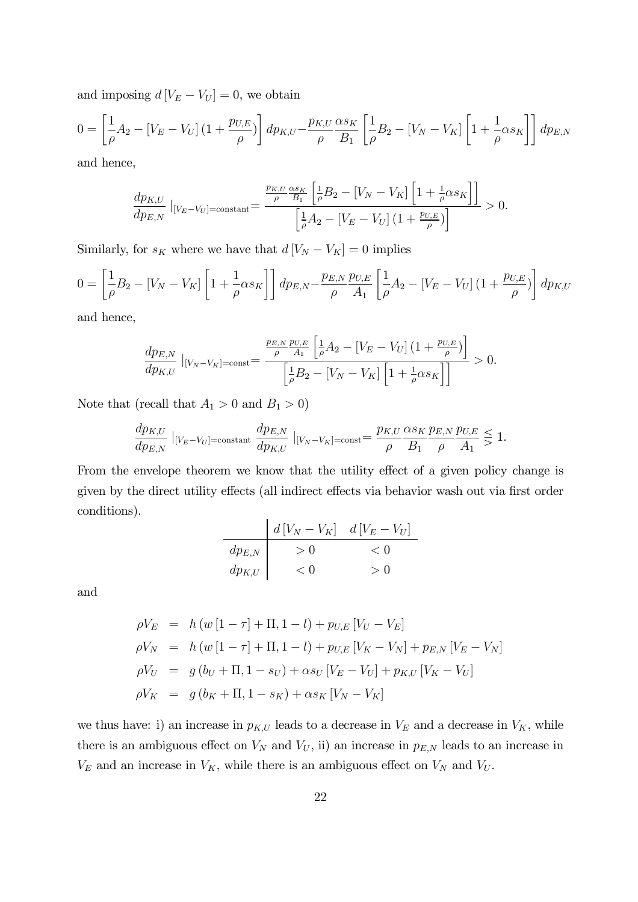and imposing $d[V_E - V_U] = 0$, we obtain

$$0 = \left[\frac{1}{\rho}A_2 - [V_E - V_U](1 + \frac{p_{U,E}}{\rho})\right] dp_{K,U} - \frac{p_{K,U}}{\rho}\frac{\alpha s_K}{B_1}\left[\frac{1}{\rho}B_2 - [V_N - V_K]\left[1 + \frac{1}{\rho}\alpha s_K\right]\right] dp_{E,N}$$

and hence,

$$\frac{dp_{K,U}}{dp_{E,N}}\mid_{[V_E - V_U]=\text{constant}} = \frac{\frac{p_{K,U}}{\rho}\frac{\alpha s_K}{B_1}\left[\frac{1}{\rho}B_2 - [V_N - V_K]\left[1 + \frac{1}{\rho}\alpha s_K\right]\right]}{\left[\frac{1}{\rho}A_2 - [V_E - V_U](1 + \frac{p_{U,E}}{\rho})\right]} > 0.$$

Similarly, for $s_K$ where we have that $d[V_N - V_K] = 0$ implies

$$0 = \left[\frac{1}{\rho}B_2 - [V_N - V_K]\left[1 + \frac{1}{\rho}\alpha s_K\right]\right] dp_{E,N} - \frac{p_{E,N}}{\rho}\frac{p_{U,E}}{A_1}\left[\frac{1}{\rho}A_2 - [V_E - V_U](1 + \frac{p_{U,E}}{\rho})\right] dp_{K,U}$$

and hence,

$$\frac{dp_{E,N}}{dp_{K,U}}\mid_{[V_N - V_K]=\text{const}} = \frac{\frac{p_{E,N}}{\rho}\frac{p_{U,E}}{A_1}\left[\frac{1}{\rho}A_2 - [V_E - V_U](1 + \frac{p_{U,E}}{\rho})\right]}{\left[\frac{1}{\rho}B_2 - [V_N - V_K]\left[1 + \frac{1}{\rho}\alpha s_K\right]\right]} > 0.$$

Note that (recall that $A_1 > 0$ and $B_1 > 0$)

$$\frac{dp_{K,U}}{dp_{E,N}}\mid_{[V_E - V_U]=\text{constant}} \frac{dp_{E,N}}{dp_{K,U}}\mid_{[V_N - V_K]=\text{const}} = \frac{p_{K,U}}{\rho}\frac{\alpha s_K}{B_1}\frac{p_{E,N}}{\rho}\frac{p_{U,E}}{A_1} \lesseqgtr 1.$$

From the envelope theorem we know that the utility effect of a given policy change is given by the direct utility effects (all indirect effects via behavior wash out via first order conditions).

| | $d[V_N - V_K]$ | $d[V_E - V_U]$ |
|---|---|---|
| $dp_{E,N}$ | $> 0$ | $< 0$ |
| $dp_{K,U}$ | $< 0$ | $> 0$ |

and

$$\begin{aligned}
\rho V_E &= h(w[1-\tau] + \Pi, 1 - l) + p_{U,E}[V_U - V_E] \\
\rho V_N &= h(w[1-\tau] + \Pi, 1 - l) + p_{U,E}[V_K - V_N] + p_{E,N}[V_E - V_N] \\
\rho V_U &= g(b_U + \Pi, 1 - s_U) + \alpha s_U[V_E - V_U] + p_{K,U}[V_K - V_U] \\
\rho V_K &= g(b_K + \Pi, 1 - s_K) + \alpha s_K[V_N - V_K]
\end{aligned}$$

we thus have: i) an increase in $p_{K,U}$ leads to a decrease in $V_E$ and a decrease in $V_K$, while there is an ambiguous effect on $V_N$ and $V_U$, ii) an increase in $p_{E,N}$ leads to an increase in $V_E$ and an increase in $V_K$, while there is an ambiguous effect on $V_N$ and $V_U$.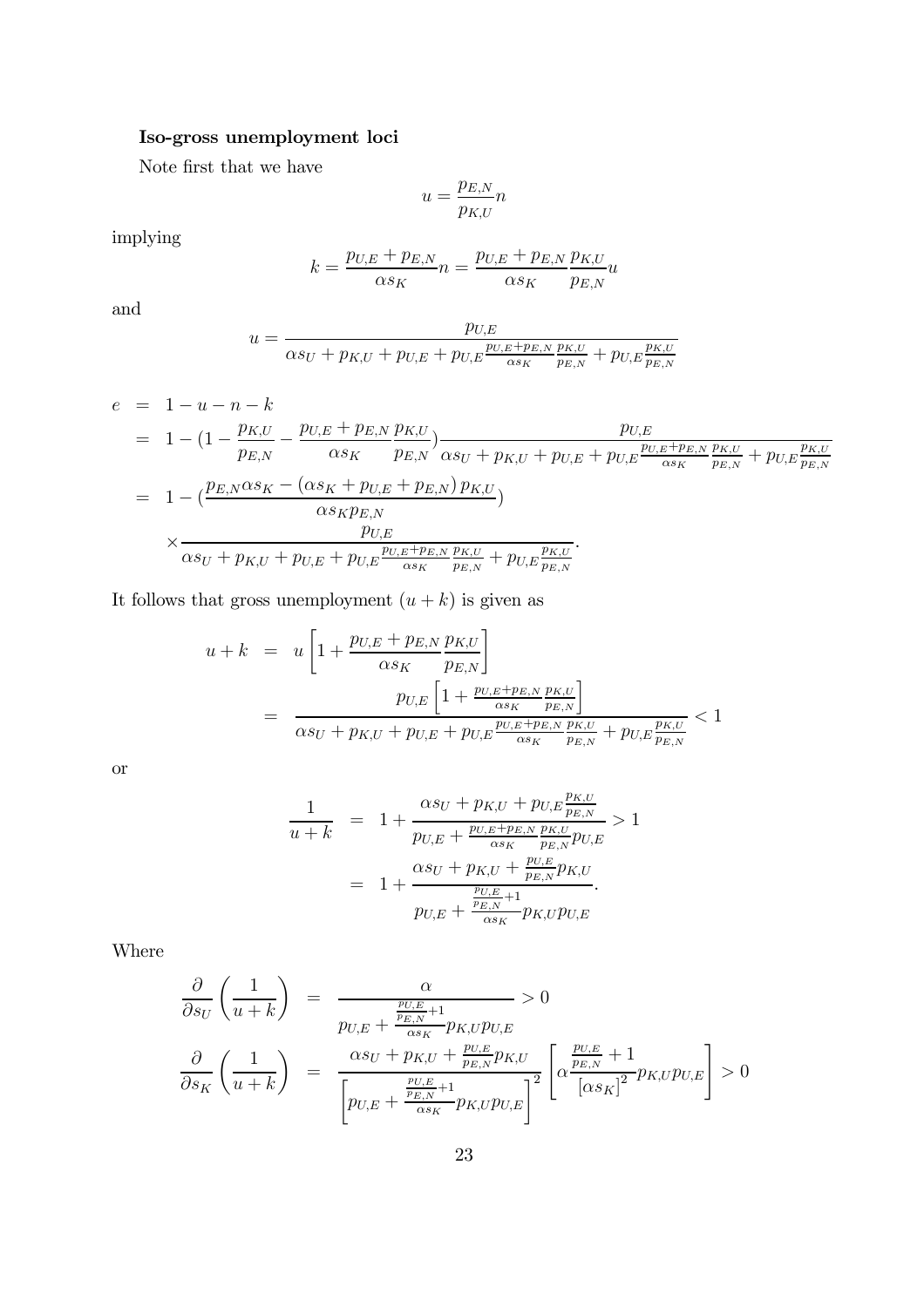**Iso-gross unemployment loci**

Note first that we have

$$u = \frac{p_{E,N}}{p_{K,U}} n$$

implying

$$k = \frac{p_{U,E} + p_{E,N}}{\alpha s_K} n = \frac{p_{U,E} + p_{E,N}}{\alpha s_K} \frac{p_{K,U}}{p_{E,N}} u$$

and

$$u = \frac{p_{U,E}}{\alpha s_U + p_{K,U} + p_{U,E} + p_{U,E} \frac{p_{U,E}+p_{E,N}}{\alpha s_K} \frac{p_{K,U}}{p_{E,N}} + p_{U,E} \frac{p_{K,U}}{p_{E,N}}}$$

$$\begin{aligned}
e &= 1 - u - n - k \\
&= 1 - \left(1 - \frac{p_{K,U}}{p_{E,N}} - \frac{p_{U,E} + p_{E,N}}{\alpha s_K} \frac{p_{K,U}}{p_{E,N}}\right) \frac{p_{U,E}}{\alpha s_U + p_{K,U} + p_{U,E} + p_{U,E} \frac{p_{U,E}+p_{E,N}}{\alpha s_K} \frac{p_{K,U}}{p_{E,N}} + p_{U,E} \frac{p_{K,U}}{p_{E,N}}} \\
&= 1 - \left(\frac{p_{E,N} \alpha s_K - (\alpha s_K + p_{U,E} + p_{E,N}) p_{K,U}}{\alpha s_K p_{E,N}}\right) \\
&\quad \times \frac{p_{U,E}}{\alpha s_U + p_{K,U} + p_{U,E} + p_{U,E} \frac{p_{U,E}+p_{E,N}}{\alpha s_K} \frac{p_{K,U}}{p_{E,N}} + p_{U,E} \frac{p_{K,U}}{p_{E,N}}}.
\end{aligned}$$

It follows that gross unemployment $(u + k)$ is given as

$$\begin{aligned}
u + k &= u \left[1 + \frac{p_{U,E} + p_{E,N}}{\alpha s_K} \frac{p_{K,U}}{p_{E,N}}\right] \\
&= \frac{p_{U,E} \left[1 + \frac{p_{U,E}+p_{E,N}}{\alpha s_K} \frac{p_{K,U}}{p_{E,N}}\right]}{\alpha s_U + p_{K,U} + p_{U,E} + p_{U,E} \frac{p_{U,E}+p_{E,N}}{\alpha s_K} \frac{p_{K,U}}{p_{E,N}} + p_{U,E} \frac{p_{K,U}}{p_{E,N}}} < 1
\end{aligned}$$

or

$$\begin{aligned}
\frac{1}{u + k} &= 1 + \frac{\alpha s_U + p_{K,U} + p_{U,E} \frac{p_{K,U}}{p_{E,N}}}{p_{U,E} + \frac{p_{U,E}+p_{E,N}}{\alpha s_K} \frac{p_{K,U}}{p_{E,N}} p_{U,E}} > 1 \\
&= 1 + \frac{\alpha s_U + p_{K,U} + \frac{p_{U,E}}{p_{E,N}} p_{K,U}}{p_{U,E} + \frac{\frac{p_{U,E}}{p_{E,N}}+1}{\alpha s_K} p_{K,U} p_{U,E}}.
\end{aligned}$$

Where

$$\begin{aligned}
\frac{\partial}{\partial s_U}\left(\frac{1}{u+k}\right) &= \frac{\alpha}{p_{U,E} + \frac{\frac{p_{U,E}}{p_{E,N}}+1}{\alpha s_K} p_{K,U} p_{U,E}} > 0 \\
\frac{\partial}{\partial s_K}\left(\frac{1}{u+k}\right) &= \frac{\alpha s_U + p_{K,U} + \frac{p_{U,E}}{p_{E,N}} p_{K,U}}{\left[p_{U,E} + \frac{\frac{p_{U,E}}{p_{E,N}}+1}{\alpha s_K} p_{K,U} p_{U,E}\right]^2} \left[\alpha \frac{\frac{p_{U,E}}{p_{E,N}} + 1}{\left[\alpha s_K\right]^2} p_{K,U} p_{U,E}\right] > 0
\end{aligned}$$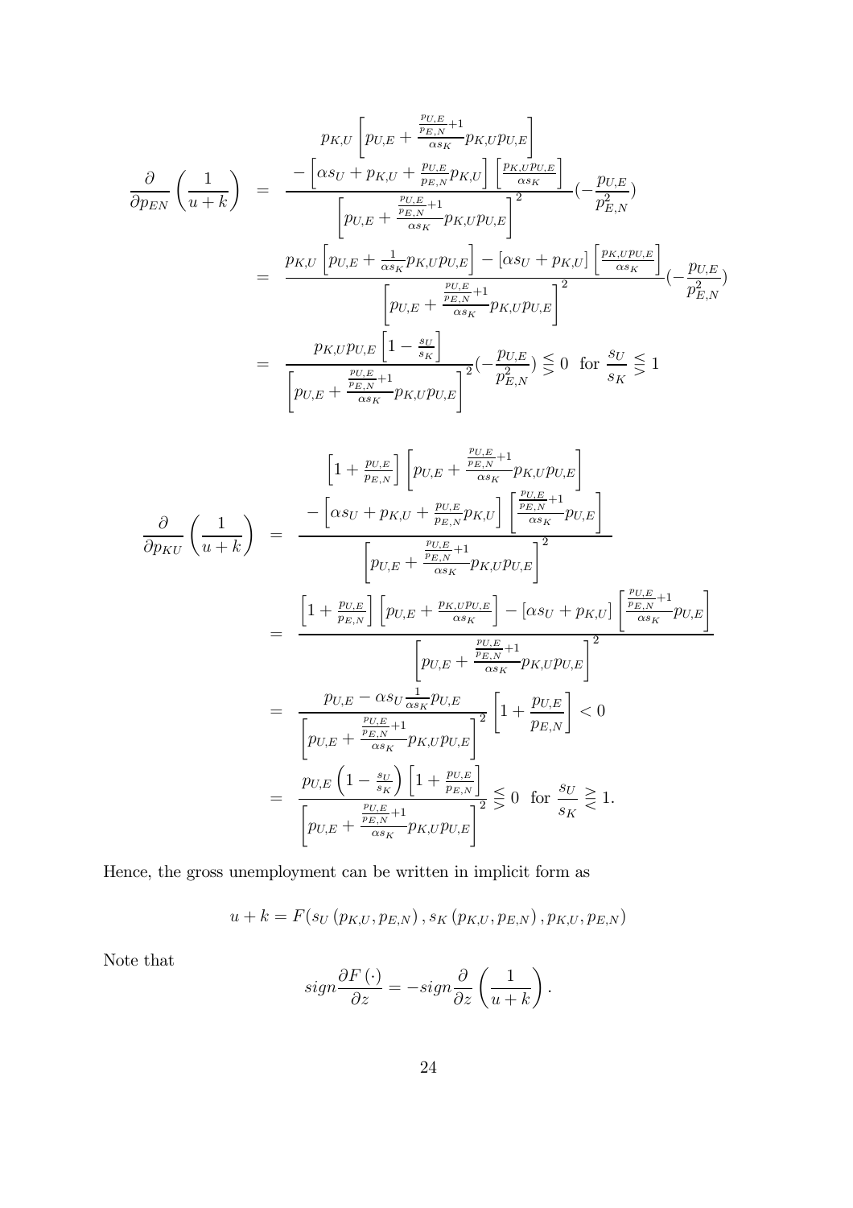$$
\begin{aligned}
\frac{\partial}{\partial p_{EN}}\left(\frac{1}{u+k}\right) &= \frac{\begin{array}{c} p_{K,U}\left[p_{U,E}+\frac{\frac{p_{U,E}}{p_{E,N}}+1}{\alpha s_K}p_{K,U}p_{U,E}\right] \\ -\left[\alpha s_U + p_{K,U}+\frac{p_{U,E}}{p_{E,N}}p_{K,U}\right]\left[\frac{p_{K,U}p_{U,E}}{\alpha s_K}\right]\end{array}}{\left[p_{U,E}+\frac{\frac{p_{U,E}}{p_{E,N}}+1}{\alpha s_K}p_{K,U}p_{U,E}\right]^2}\left(-\frac{p_{U,E}}{p_{E,N}^2}\right) \\
&= \frac{p_{K,U}\left[p_{U,E}+\frac{1}{\alpha s_K}p_{K,U}p_{U,E}\right]-\left[\alpha s_U + p_{K,U}\right]\left[\frac{p_{K,U}p_{U,E}}{\alpha s_K}\right]}{\left[p_{U,E}+\frac{\frac{p_{U,E}}{p_{E,N}}+1}{\alpha s_K}p_{K,U}p_{U,E}\right]^2}\left(-\frac{p_{U,E}}{p_{E,N}^2}\right) \\
&= \frac{p_{K,U}p_{U,E}\left[1-\frac{s_U}{s_K}\right]}{\left[p_{U,E}+\frac{\frac{p_{U,E}}{p_{E,N}}+1}{\alpha s_K}p_{K,U}p_{U,E}\right]^2}\left(-\frac{p_{U,E}}{p_{E,N}^2}\right) \lesseqgtr 0 \quad \text{for } \frac{s_U}{s_K} \lesseqgtr 1
\end{aligned}
$$

$$
\begin{aligned}
\frac{\partial}{\partial p_{KU}}\left(\frac{1}{u+k}\right) &= \frac{\begin{array}{c} \left[1+\frac{p_{U,E}}{p_{E,N}}\right]\left[p_{U,E}+\frac{\frac{p_{U,E}}{p_{E,N}}+1}{\alpha s_K}p_{K,U}p_{U,E}\right] \\ -\left[\alpha s_U + p_{K,U}+\frac{p_{U,E}}{p_{E,N}}p_{K,U}\right]\left[\frac{\frac{p_{U,E}}{p_{E,N}}+1}{\alpha s_K}p_{U,E}\right]\end{array}}{\left[p_{U,E}+\frac{\frac{p_{U,E}}{p_{E,N}}+1}{\alpha s_K}p_{K,U}p_{U,E}\right]^2} \\
&= \frac{\left[1+\frac{p_{U,E}}{p_{E,N}}\right]\left[p_{U,E}+\frac{p_{K,U}p_{U,E}}{\alpha s_K}\right]-\left[\alpha s_U + p_{K,U}\right]\left[\frac{\frac{p_{U,E}}{p_{E,N}}+1}{\alpha s_K}p_{U,E}\right]}{\left[p_{U,E}+\frac{\frac{p_{U,E}}{p_{E,N}}+1}{\alpha s_K}p_{K,U}p_{U,E}\right]^2} \\
&= \frac{p_{U,E}-\alpha s_U\frac{1}{\alpha s_K}p_{U,E}}{\left[p_{U,E}+\frac{\frac{p_{U,E}}{p_{E,N}}+1}{\alpha s_K}p_{K,U}p_{U,E}\right]^2}\left[1+\frac{p_{U,E}}{p_{E,N}}\right] < 0 \\
&= \frac{p_{U,E}\left(1-\frac{s_U}{s_K}\right)\left[1+\frac{p_{U,E}}{p_{E,N}}\right]}{\left[p_{U,E}+\frac{\frac{p_{U,E}}{p_{E,N}}+1}{\alpha s_K}p_{K,U}p_{U,E}\right]^2} \lesseqgtr 0 \quad \text{for } \frac{s_U}{s_K} \gtreqless 1.
\end{aligned}
$$

Hence, the gross unemployment can be written in implicit form as

$$
u+k = F(s_U\left(p_{K,U},p_{E,N}\right), s_K\left(p_{K,U},p_{E,N}\right), p_{K,U}, p_{E,N})
$$

Note that

$$
sign\frac{\partial F\left(\cdot\right)}{\partial z} = -sign\frac{\partial}{\partial z}\left(\frac{1}{u+k}\right).
$$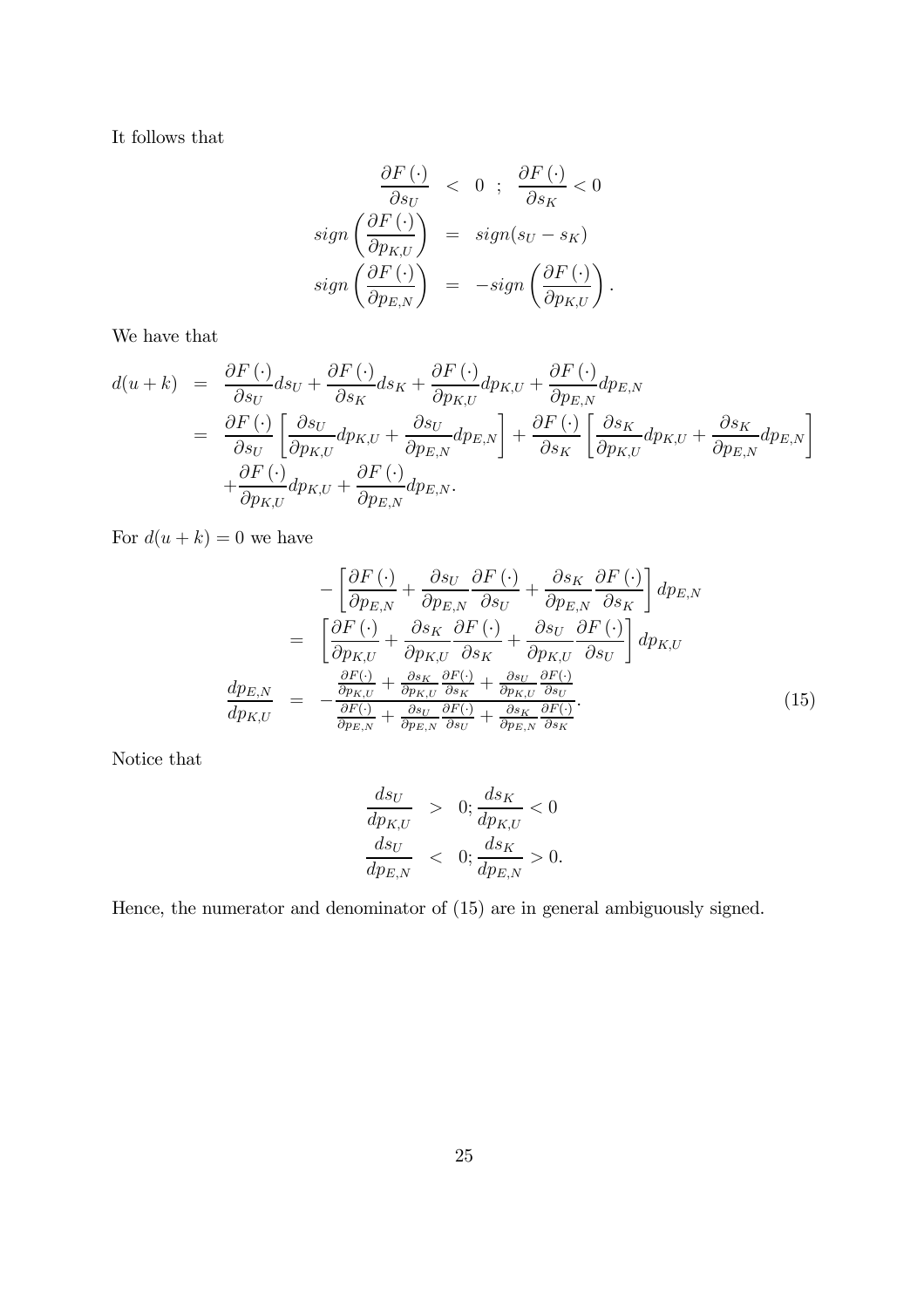It follows that

$$
\begin{aligned}
\frac{\partial F(\cdot)}{\partial s_U} &< 0 \ ; \ \frac{\partial F(\cdot)}{\partial s_K} < 0 \\
sign\left(\frac{\partial F(\cdot)}{\partial p_{K,U}}\right) &= sign(s_U - s_K) \\
sign\left(\frac{\partial F(\cdot)}{\partial p_{E,N}}\right) &= -sign\left(\frac{\partial F(\cdot)}{\partial p_{K,U}}\right).
\end{aligned}
$$

We have that

$$
\begin{aligned}
d(u+k) &= \frac{\partial F(\cdot)}{\partial s_U} ds_U + \frac{\partial F(\cdot)}{\partial s_K} ds_K + \frac{\partial F(\cdot)}{\partial p_{K,U}} dp_{K,U} + \frac{\partial F(\cdot)}{\partial p_{E,N}} dp_{E,N} \\
&= \frac{\partial F(\cdot)}{\partial s_U}\left[\frac{\partial s_U}{\partial p_{K,U}} dp_{K,U} + \frac{\partial s_U}{\partial p_{E,N}} dp_{E,N}\right] + \frac{\partial F(\cdot)}{\partial s_K}\left[\frac{\partial s_K}{\partial p_{K,U}} dp_{K,U} + \frac{\partial s_K}{\partial p_{E,N}} dp_{E,N}\right] \\
&\quad + \frac{\partial F(\cdot)}{\partial p_{K,U}} dp_{K,U} + \frac{\partial F(\cdot)}{\partial p_{E,N}} dp_{E,N}.
\end{aligned}
$$

For $d(u+k) = 0$ we have

$$
\begin{aligned}
& -\left[\frac{\partial F(\cdot)}{\partial p_{E,N}} + \frac{\partial s_U}{\partial p_{E,N}}\frac{\partial F(\cdot)}{\partial s_U} + \frac{\partial s_K}{\partial p_{E,N}}\frac{\partial F(\cdot)}{\partial s_K}\right] dp_{E,N} \\
&= \left[\frac{\partial F(\cdot)}{\partial p_{K,U}} + \frac{\partial s_K}{\partial p_{K,U}}\frac{\partial F(\cdot)}{\partial s_K} + \frac{\partial s_U}{\partial p_{K,U}}\frac{\partial F(\cdot)}{\partial s_U}\right] dp_{K,U} \\
\frac{dp_{E,N}}{dp_{K,U}} &= -\frac{\frac{\partial F(\cdot)}{\partial p_{K,U}} + \frac{\partial s_K}{\partial p_{K,U}}\frac{\partial F(\cdot)}{\partial s_K} + \frac{\partial s_U}{\partial p_{K,U}}\frac{\partial F(\cdot)}{\partial s_U}}{\frac{\partial F(\cdot)}{\partial p_{E,N}} + \frac{\partial s_U}{\partial p_{E,N}}\frac{\partial F(\cdot)}{\partial s_U} + \frac{\partial s_K}{\partial p_{E,N}}\frac{\partial F(\cdot)}{\partial s_K}}. \qquad (15)
\end{aligned}
$$

Notice that

$$
\begin{aligned}
\frac{ds_U}{dp_{K,U}} &> 0; \frac{ds_K}{dp_{K,U}} < 0 \\
\frac{ds_U}{dp_{E,N}} &< 0; \frac{ds_K}{dp_{E,N}} > 0.
\end{aligned}
$$

Hence, the numerator and denominator of (15) are in general ambiguously signed.